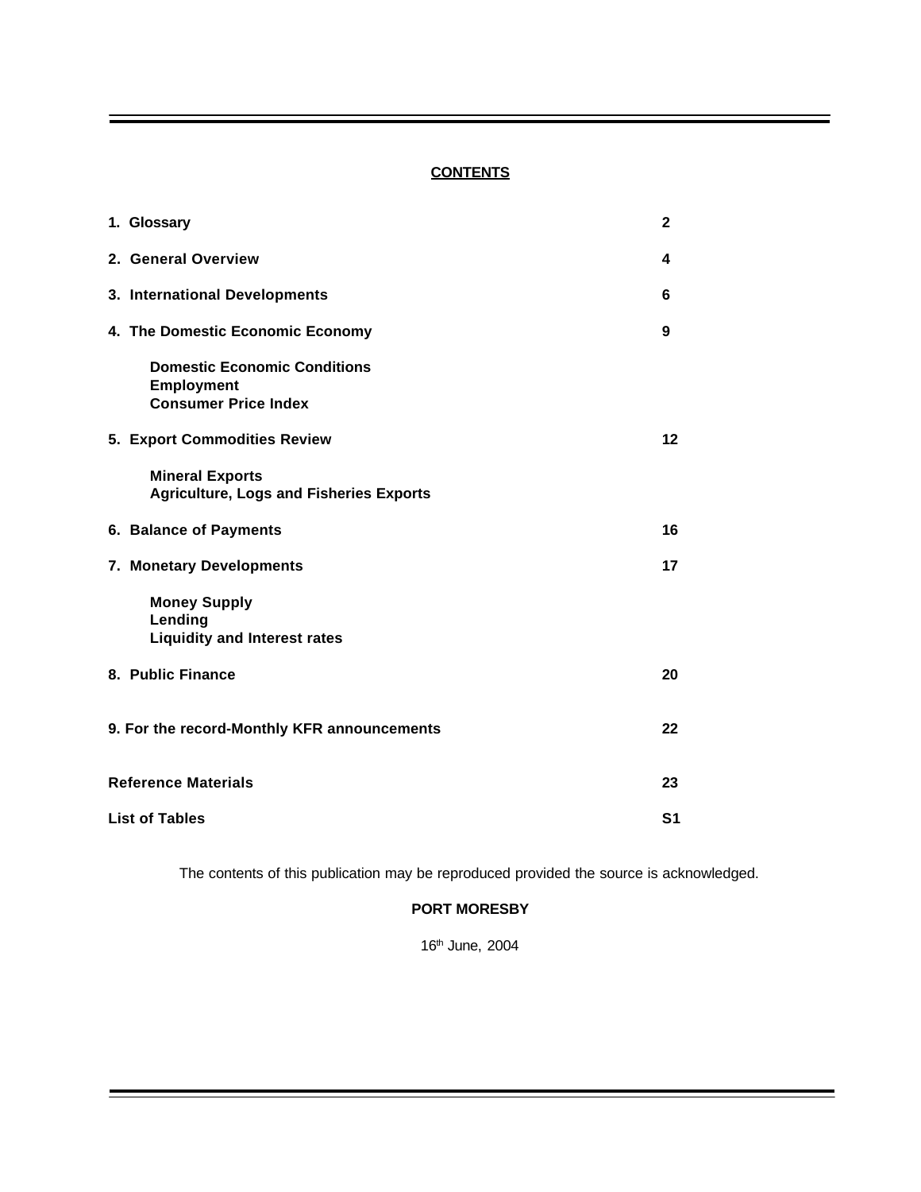## CONTENTS

| | |
|---|---|
| **1. Glossary** | **2** |
| **2. General Overview** | **4** |
| **3. International Developments** | **6** |
| **4. The Domestic Economic Economy** | **9** |
| **Domestic Economic Conditions** | |
| **Employment** | |
| **Consumer Price Index** | |
| **5. Export Commodities Review** | **12** |
| **Mineral Exports** | |
| **Agriculture, Logs and Fisheries Exports** | |
| **6. Balance of Payments** | **16** |
| **7. Monetary Developments** | **17** |
| **Money Supply** | |
| **Lending** | |
| **Liquidity and Interest rates** | |
| **8. Public Finance** | **20** |
| **9. For the record-Monthly KFR announcements** | **22** |
| **Reference Materials** | **23** |
| **List of Tables** | **S1** |

The contents of this publication may be reproduced provided the source is acknowledged.

**PORT MORESBY**

16th June, 2004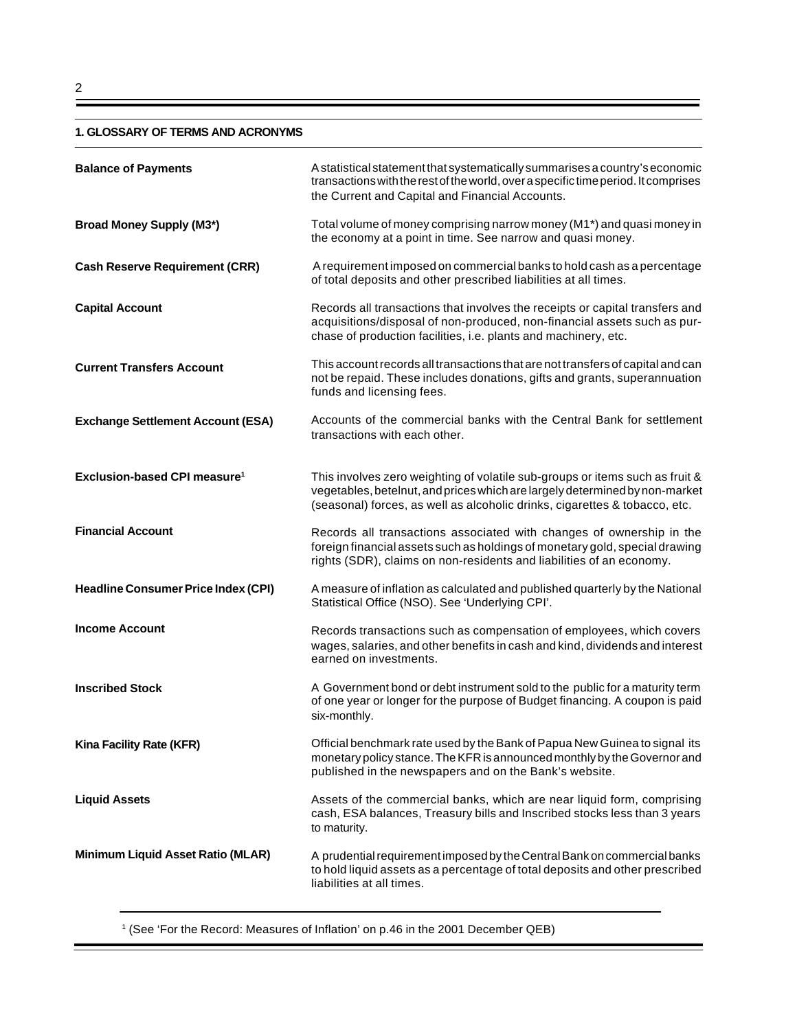## 1. GLOSSARY OF TERMS AND ACRONYMS

| | |
|---|---|
| **Balance of Payments** | A statistical statement that systematically summarises a country's economic transactions with the rest of the world, over a specific time period. It comprises the Current and Capital and Financial Accounts. |
| **Broad Money Supply (M3*)** | Total volume of money comprising narrow money (M1*) and quasi money in the economy at a point in time. See narrow and quasi money. |
| **Cash Reserve Requirement (CRR)** | A requirement imposed on commercial banks to hold cash as a percentage of total deposits and other prescribed liabilities at all times. |
| **Capital Account** | Records all transactions that involves the receipts or capital transfers and acquisitions/disposal of non-produced, non-financial assets such as purchase of production facilities, i.e. plants and machinery, etc. |
| **Current Transfers Account** | This account records all transactions that are not transfers of capital and can not be repaid. These includes donations, gifts and grants, superannuation funds and licensing fees. |
| **Exchange Settlement Account (ESA)** | Accounts of the commercial banks with the Central Bank for settlement transactions with each other. |
| **Exclusion-based CPI measure[1]** | This involves zero weighting of volatile sub-groups or items such as fruit & vegetables, betelnut, and prices which are largely determined by non-market (seasonal) forces, as well as alcoholic drinks, cigarettes & tobacco, etc. |
| **Financial Account** | Records all transactions associated with changes of ownership in the foreign financial assets such as holdings of monetary gold, special drawing rights (SDR), claims on non-residents and liabilities of an economy. |
| **Headline Consumer Price Index (CPI)** | A measure of inflation as calculated and published quarterly by the National Statistical Office (NSO). See 'Underlying CPI'. |
| **Income Account** | Records transactions such as compensation of employees, which covers wages, salaries, and other benefits in cash and kind, dividends and interest earned on investments. |
| **Inscribed Stock** | A Government bond or debt instrument sold to the public for a maturity term of one year or longer for the purpose of Budget financing. A coupon is paid six-monthly. |
| **Kina Facility Rate (KFR)** | Official benchmark rate used by the Bank of Papua New Guinea to signal its monetary policy stance. The KFR is announced monthly by the Governor and published in the newspapers and on the Bank's website. |
| **Liquid Assets** | Assets of the commercial banks, which are near liquid form, comprising cash, ESA balances, Treasury bills and Inscribed stocks less than 3 years to maturity. |
| **Minimum Liquid Asset Ratio (MLAR)** | A prudential requirement imposed by the Central Bank on commercial banks to hold liquid assets as a percentage of total deposits and other prescribed liabilities at all times. |

[1] (See 'For the Record: Measures of Inflation' on p.46 in the 2001 December QEB)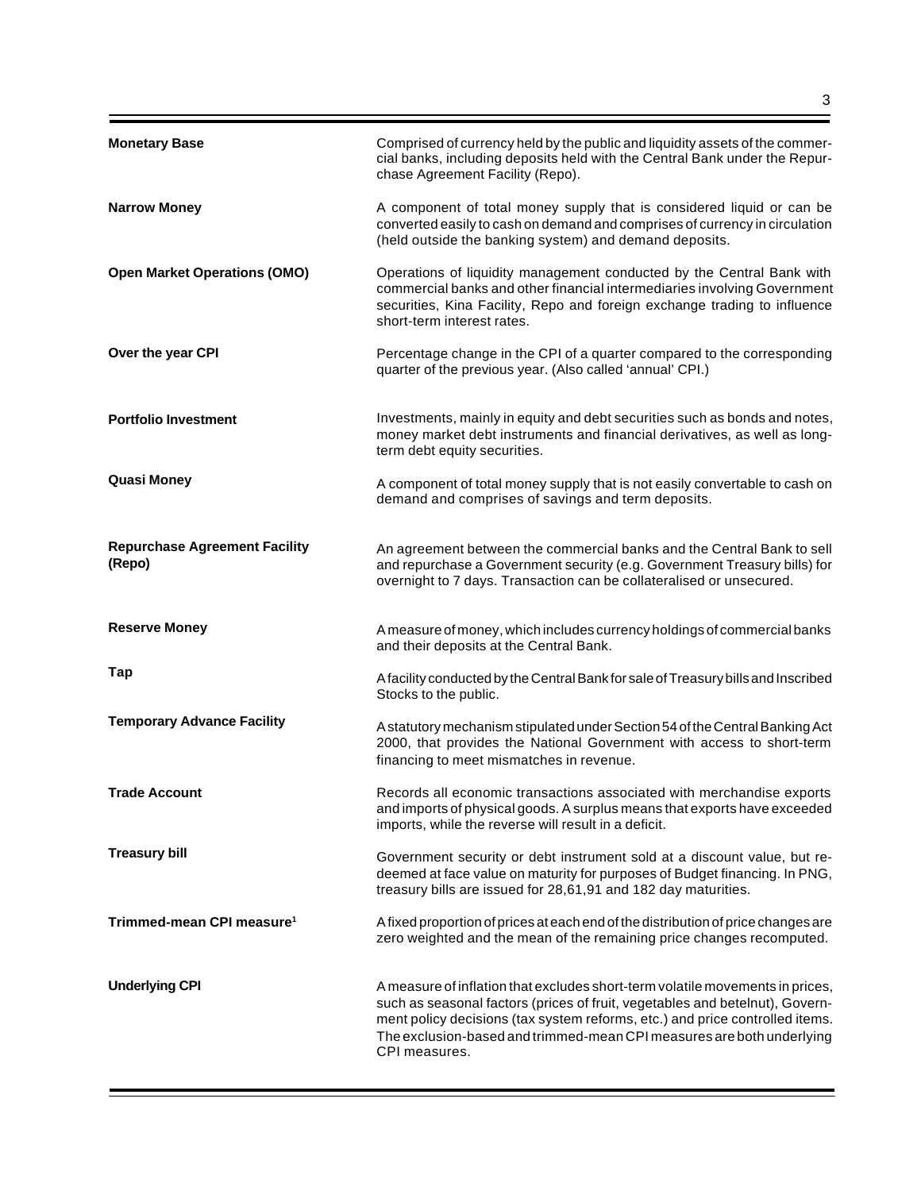**Monetary Base**

Comprised of currency held by the public and liquidity assets of the commercial banks, including deposits held with the Central Bank under the Repurchase Agreement Facility (Repo).

**Narrow Money**

A component of total money supply that is considered liquid or can be converted easily to cash on demand and comprises of currency in circulation (held outside the banking system) and demand deposits.

**Open Market Operations (OMO)**

Operations of liquidity management conducted by the Central Bank with commercial banks and other financial intermediaries involving Government securities, Kina Facility, Repo and foreign exchange trading to influence short-term interest rates.

**Over the year CPI**

Percentage change in the CPI of a quarter compared to the corresponding quarter of the previous year. (Also called 'annual' CPI.)

**Portfolio Investment**

Investments, mainly in equity and debt securities such as bonds and notes, money market debt instruments and financial derivatives, as well as long-term debt equity securities.

**Quasi Money**

A component of total money supply that is not easily convertable to cash on demand and comprises of savings and term deposits.

**Repurchase Agreement Facility (Repo)**

An agreement between the commercial banks and the Central Bank to sell and repurchase a Government security (e.g. Government Treasury bills) for overnight to 7 days. Transaction can be collateralised or unsecured.

**Reserve Money**

A measure of money, which includes currency holdings of commercial banks and their deposits at the Central Bank.

**Tap**

A facility conducted by the Central Bank for sale of Treasury bills and Inscribed Stocks to the public.

**Temporary Advance Facility**

A statutory mechanism stipulated under Section 54 of the Central Banking Act 2000, that provides the National Government with access to short-term financing to meet mismatches in revenue.

**Trade Account**

Records all economic transactions associated with merchandise exports and imports of physical goods. A surplus means that exports have exceeded imports, while the reverse will result in a deficit.

**Treasury bill**

Government security or debt instrument sold at a discount value, but redeemed at face value on maturity for purposes of Budget financing. In PNG, treasury bills are issued for 28,61,91 and 182 day maturities.

**Trimmed-mean CPI measure[1]**

A fixed proportion of prices at each end of the distribution of price changes are zero weighted and the mean of the remaining price changes recomputed.

**Underlying CPI**

A measure of inflation that excludes short-term volatile movements in prices, such as seasonal factors (prices of fruit, vegetables and betelnut), Government policy decisions (tax system reforms, etc.) and price controlled items. The exclusion-based and trimmed-mean CPI measures are both underlying CPI measures.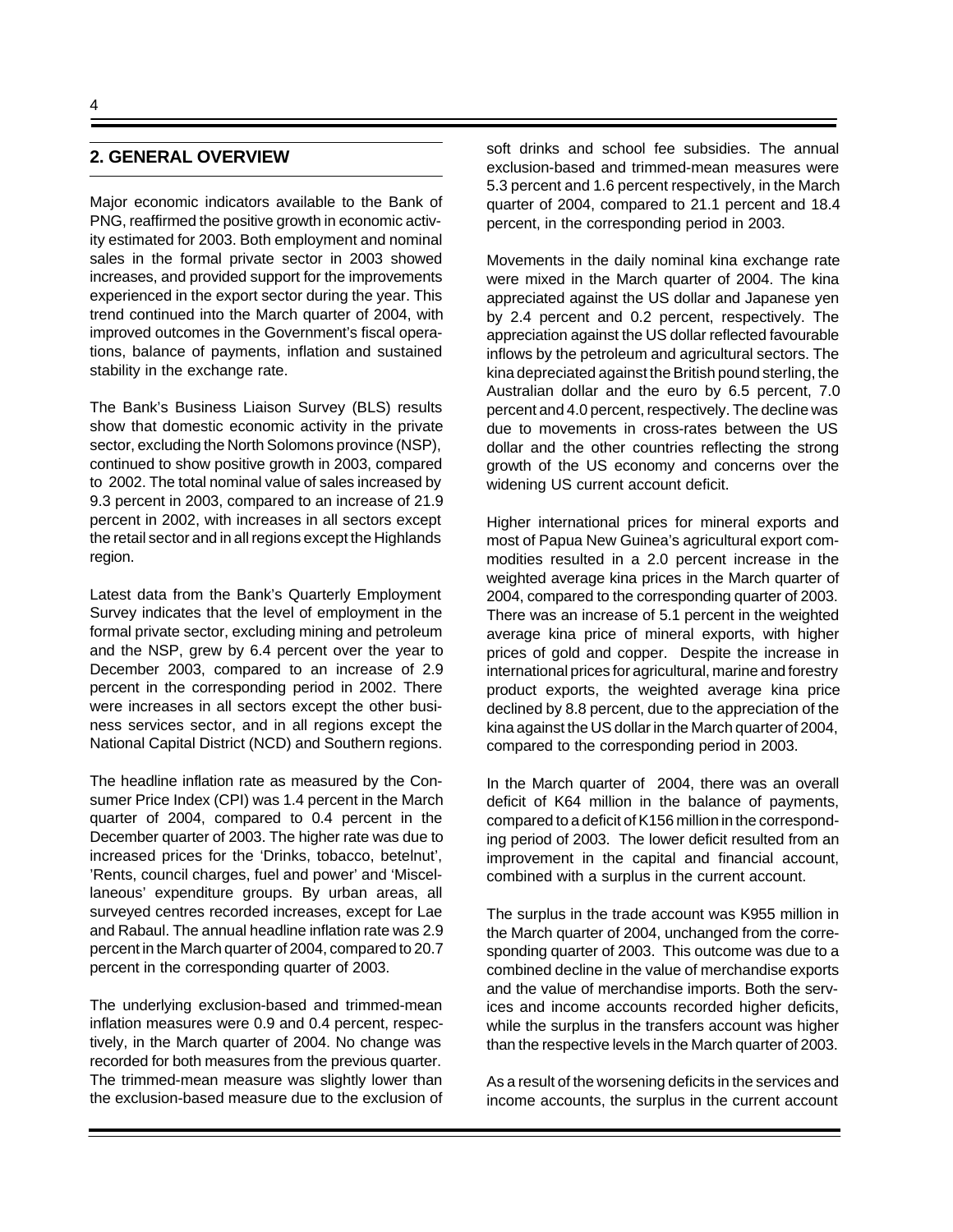## 2. GENERAL OVERVIEW

Major economic indicators available to the Bank of PNG, reaffirmed the positive growth in economic activity estimated for 2003. Both employment and nominal sales in the formal private sector in 2003 showed increases, and provided support for the improvements experienced in the export sector during the year. This trend continued into the March quarter of 2004, with improved outcomes in the Government's fiscal operations, balance of payments, inflation and sustained stability in the exchange rate.

The Bank's Business Liaison Survey (BLS) results show that domestic economic activity in the private sector, excluding the North Solomons province (NSP), continued to show positive growth in 2003, compared to 2002. The total nominal value of sales increased by 9.3 percent in 2003, compared to an increase of 21.9 percent in 2002, with increases in all sectors except the retail sector and in all regions except the Highlands region.

Latest data from the Bank's Quarterly Employment Survey indicates that the level of employment in the formal private sector, excluding mining and petroleum and the NSP, grew by 6.4 percent over the year to December 2003, compared to an increase of 2.9 percent in the corresponding period in 2002. There were increases in all sectors except the other business services sector, and in all regions except the National Capital District (NCD) and Southern regions.

The headline inflation rate as measured by the Consumer Price Index (CPI) was 1.4 percent in the March quarter of 2004, compared to 0.4 percent in the December quarter of 2003. The higher rate was due to increased prices for the 'Drinks, tobacco, betelnut', 'Rents, council charges, fuel and power' and 'Miscellaneous' expenditure groups. By urban areas, all surveyed centres recorded increases, except for Lae and Rabaul. The annual headline inflation rate was 2.9 percent in the March quarter of 2004, compared to 20.7 percent in the corresponding quarter of 2003.

The underlying exclusion-based and trimmed-mean inflation measures were 0.9 and 0.4 percent, respectively, in the March quarter of 2004. No change was recorded for both measures from the previous quarter. The trimmed-mean measure was slightly lower than the exclusion-based measure due to the exclusion of soft drinks and school fee subsidies. The annual exclusion-based and trimmed-mean measures were 5.3 percent and 1.6 percent respectively, in the March quarter of 2004, compared to 21.1 percent and 18.4 percent, in the corresponding period in 2003.

Movements in the daily nominal kina exchange rate were mixed in the March quarter of 2004. The kina appreciated against the US dollar and Japanese yen by 2.4 percent and 0.2 percent, respectively. The appreciation against the US dollar reflected favourable inflows by the petroleum and agricultural sectors. The kina depreciated against the British pound sterling, the Australian dollar and the euro by 6.5 percent, 7.0 percent and 4.0 percent, respectively. The decline was due to movements in cross-rates between the US dollar and the other countries reflecting the strong growth of the US economy and concerns over the widening US current account deficit.

Higher international prices for mineral exports and most of Papua New Guinea's agricultural export commodities resulted in a 2.0 percent increase in the weighted average kina prices in the March quarter of 2004, compared to the corresponding quarter of 2003. There was an increase of 5.1 percent in the weighted average kina price of mineral exports, with higher prices of gold and copper. Despite the increase in international prices for agricultural, marine and forestry product exports, the weighted average kina price declined by 8.8 percent, due to the appreciation of the kina against the US dollar in the March quarter of 2004, compared to the corresponding period in 2003.

In the March quarter of 2004, there was an overall deficit of K64 million in the balance of payments, compared to a deficit of K156 million in the corresponding period of 2003. The lower deficit resulted from an improvement in the capital and financial account, combined with a surplus in the current account.

The surplus in the trade account was K955 million in the March quarter of 2004, unchanged from the corresponding quarter of 2003. This outcome was due to a combined decline in the value of merchandise exports and the value of merchandise imports. Both the services and income accounts recorded higher deficits, while the surplus in the transfers account was higher than the respective levels in the March quarter of 2003.

As a result of the worsening deficits in the services and income accounts, the surplus in the current account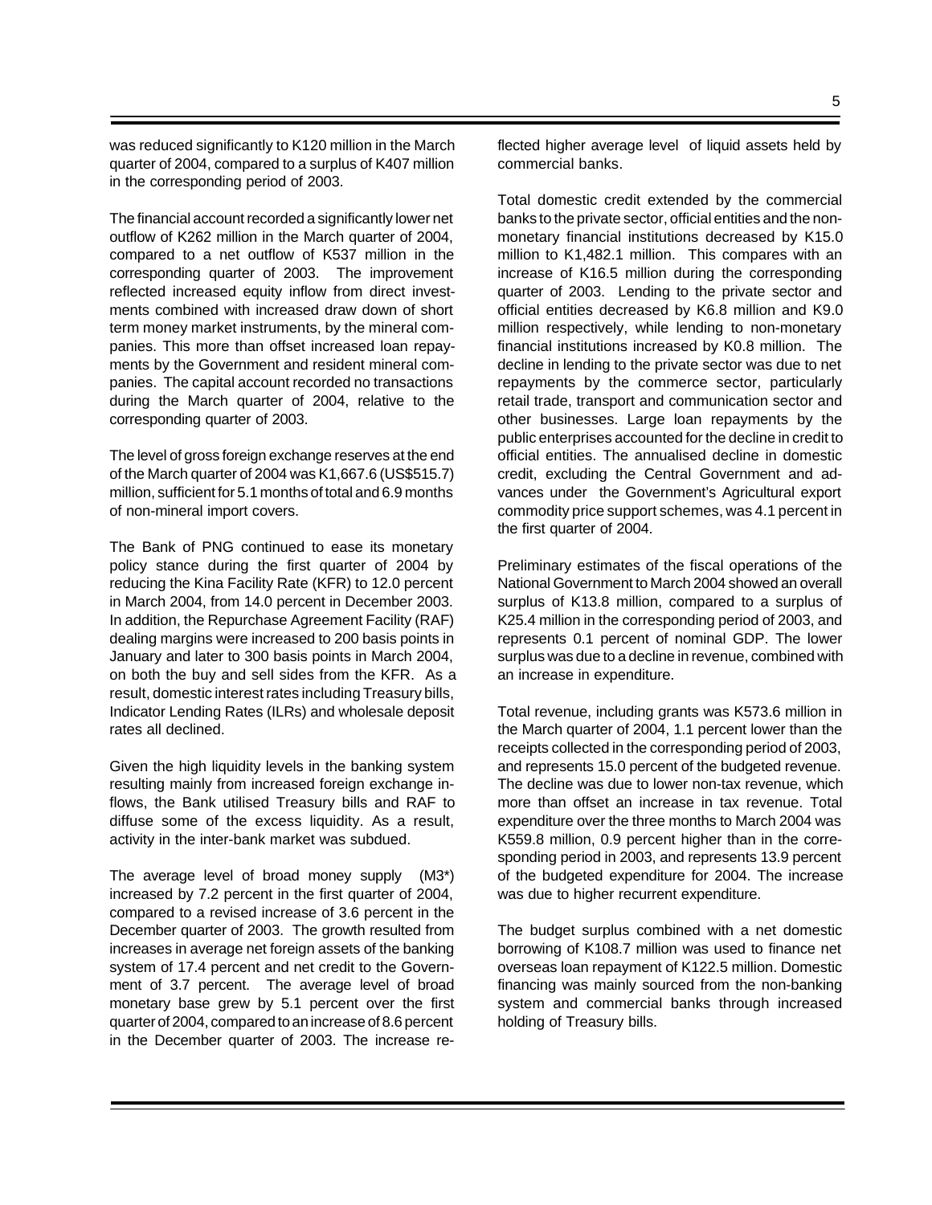was reduced significantly to K120 million in the March quarter of 2004, compared to a surplus of K407 million in the corresponding period of 2003.

The financial account recorded a significantly lower net outflow of K262 million in the March quarter of 2004, compared to a net outflow of K537 million in the corresponding quarter of 2003. The improvement reflected increased equity inflow from direct investments combined with increased draw down of short term money market instruments, by the mineral companies. This more than offset increased loan repayments by the Government and resident mineral companies. The capital account recorded no transactions during the March quarter of 2004, relative to the corresponding quarter of 2003.

The level of gross foreign exchange reserves at the end of the March quarter of 2004 was K1,667.6 (US$515.7) million, sufficient for 5.1 months of total and 6.9 months of non-mineral import covers.

The Bank of PNG continued to ease its monetary policy stance during the first quarter of 2004 by reducing the Kina Facility Rate (KFR) to 12.0 percent in March 2004, from 14.0 percent in December 2003. In addition, the Repurchase Agreement Facility (RAF) dealing margins were increased to 200 basis points in January and later to 300 basis points in March 2004, on both the buy and sell sides from the KFR. As a result, domestic interest rates including Treasury bills, Indicator Lending Rates (ILRs) and wholesale deposit rates all declined.

Given the high liquidity levels in the banking system resulting mainly from increased foreign exchange inflows, the Bank utilised Treasury bills and RAF to diffuse some of the excess liquidity. As a result, activity in the inter-bank market was subdued.

The average level of broad money supply (M3*) increased by 7.2 percent in the first quarter of 2004, compared to a revised increase of 3.6 percent in the December quarter of 2003. The growth resulted from increases in average net foreign assets of the banking system of 17.4 percent and net credit to the Government of 3.7 percent. The average level of broad monetary base grew by 5.1 percent over the first quarter of 2004, compared to an increase of 8.6 percent in the December quarter of 2003. The increase reflected higher average level of liquid assets held by commercial banks.

Total domestic credit extended by the commercial banks to the private sector, official entities and the non-monetary financial institutions decreased by K15.0 million to K1,482.1 million. This compares with an increase of K16.5 million during the corresponding quarter of 2003. Lending to the private sector and official entities decreased by K6.8 million and K9.0 million respectively, while lending to non-monetary financial institutions increased by K0.8 million. The decline in lending to the private sector was due to net repayments by the commerce sector, particularly retail trade, transport and communication sector and other businesses. Large loan repayments by the public enterprises accounted for the decline in credit to official entities. The annualised decline in domestic credit, excluding the Central Government and advances under the Government's Agricultural export commodity price support schemes, was 4.1 percent in the first quarter of 2004.

Preliminary estimates of the fiscal operations of the National Government to March 2004 showed an overall surplus of K13.8 million, compared to a surplus of K25.4 million in the corresponding period of 2003, and represents 0.1 percent of nominal GDP. The lower surplus was due to a decline in revenue, combined with an increase in expenditure.

Total revenue, including grants was K573.6 million in the March quarter of 2004, 1.1 percent lower than the receipts collected in the corresponding period of 2003, and represents 15.0 percent of the budgeted revenue. The decline was due to lower non-tax revenue, which more than offset an increase in tax revenue. Total expenditure over the three months to March 2004 was K559.8 million, 0.9 percent higher than in the corresponding period in 2003, and represents 13.9 percent of the budgeted expenditure for 2004. The increase was due to higher recurrent expenditure.

The budget surplus combined with a net domestic borrowing of K108.7 million was used to finance net overseas loan repayment of K122.5 million. Domestic financing was mainly sourced from the non-banking system and commercial banks through increased holding of Treasury bills.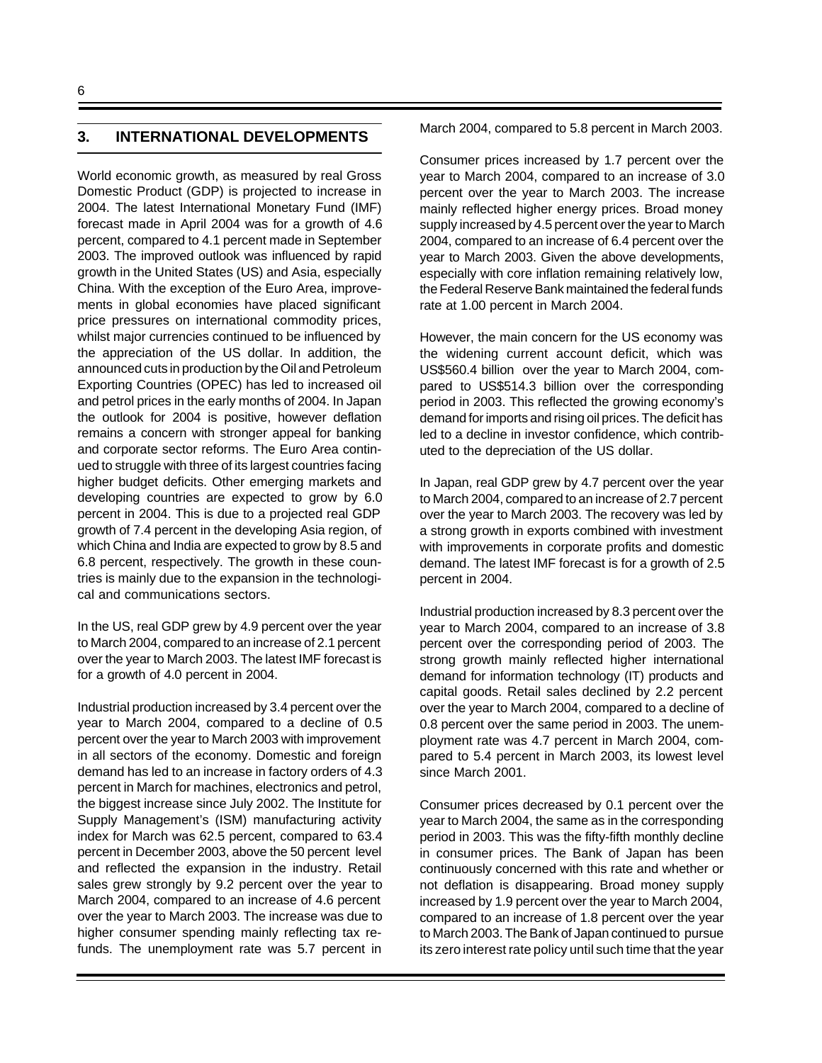## 3. INTERNATIONAL DEVELOPMENTS

World economic growth, as measured by real Gross Domestic Product (GDP) is projected to increase in 2004. The latest International Monetary Fund (IMF) forecast made in April 2004 was for a growth of 4.6 percent, compared to 4.1 percent made in September 2003. The improved outlook was influenced by rapid growth in the United States (US) and Asia, especially China. With the exception of the Euro Area, improvements in global economies have placed significant price pressures on international commodity prices, whilst major currencies continued to be influenced by the appreciation of the US dollar. In addition, the announced cuts in production by the Oil and Petroleum Exporting Countries (OPEC) has led to increased oil and petrol prices in the early months of 2004. In Japan the outlook for 2004 is positive, however deflation remains a concern with stronger appeal for banking and corporate sector reforms. The Euro Area continued to struggle with three of its largest countries facing higher budget deficits. Other emerging markets and developing countries are expected to grow by 6.0 percent in 2004. This is due to a projected real GDP growth of 7.4 percent in the developing Asia region, of which China and India are expected to grow by 8.5 and 6.8 percent, respectively. The growth in these countries is mainly due to the expansion in the technological and communications sectors.

In the US, real GDP grew by 4.9 percent over the year to March 2004, compared to an increase of 2.1 percent over the year to March 2003. The latest IMF forecast is for a growth of 4.0 percent in 2004.

Industrial production increased by 3.4 percent over the year to March 2004, compared to a decline of 0.5 percent over the year to March 2003 with improvement in all sectors of the economy. Domestic and foreign demand has led to an increase in factory orders of 4.3 percent in March for machines, electronics and petrol, the biggest increase since July 2002. The Institute for Supply Management's (ISM) manufacturing activity index for March was 62.5 percent, compared to 63.4 percent in December 2003, above the 50 percent level and reflected the expansion in the industry. Retail sales grew strongly by 9.2 percent over the year to March 2004, compared to an increase of 4.6 percent over the year to March 2003. The increase was due to higher consumer spending mainly reflecting tax refunds. The unemployment rate was 5.7 percent in March 2004, compared to 5.8 percent in March 2003.

Consumer prices increased by 1.7 percent over the year to March 2004, compared to an increase of 3.0 percent over the year to March 2003. The increase mainly reflected higher energy prices. Broad money supply increased by 4.5 percent over the year to March 2004, compared to an increase of 6.4 percent over the year to March 2003. Given the above developments, especially with core inflation remaining relatively low, the Federal Reserve Bank maintained the federal funds rate at 1.00 percent in March 2004.

However, the main concern for the US economy was the widening current account deficit, which was US$560.4 billion over the year to March 2004, compared to US$514.3 billion over the corresponding period in 2003. This reflected the growing economy's demand for imports and rising oil prices. The deficit has led to a decline in investor confidence, which contributed to the depreciation of the US dollar.

In Japan, real GDP grew by 4.7 percent over the year to March 2004, compared to an increase of 2.7 percent over the year to March 2003. The recovery was led by a strong growth in exports combined with investment with improvements in corporate profits and domestic demand. The latest IMF forecast is for a growth of 2.5 percent in 2004.

Industrial production increased by 8.3 percent over the year to March 2004, compared to an increase of 3.8 percent over the corresponding period of 2003. The strong growth mainly reflected higher international demand for information technology (IT) products and capital goods. Retail sales declined by 2.2 percent over the year to March 2004, compared to a decline of 0.8 percent over the same period in 2003. The unemployment rate was 4.7 percent in March 2004, compared to 5.4 percent in March 2003, its lowest level since March 2001.

Consumer prices decreased by 0.1 percent over the year to March 2004, the same as in the corresponding period in 2003. This was the fifty-fifth monthly decline in consumer prices. The Bank of Japan has been continuously concerned with this rate and whether or not deflation is disappearing. Broad money supply increased by 1.9 percent over the year to March 2004, compared to an increase of 1.8 percent over the year to March 2003. The Bank of Japan continued to pursue its zero interest rate policy until such time that the year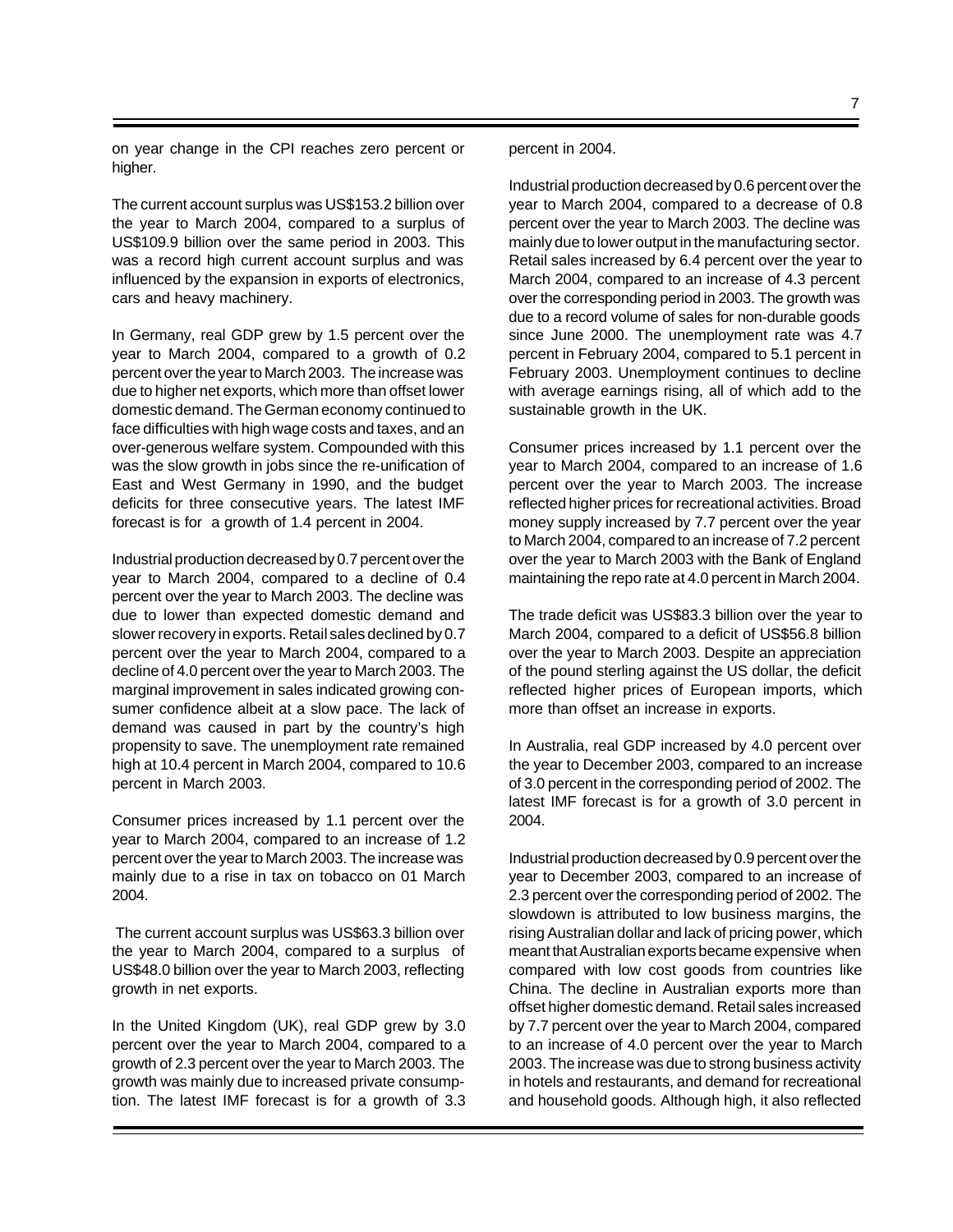on year change in the CPI reaches zero percent or higher.

The current account surplus was US$153.2 billion over the year to March 2004, compared to a surplus of US$109.9 billion over the same period in 2003. This was a record high current account surplus and was influenced by the expansion in exports of electronics, cars and heavy machinery.

In Germany, real GDP grew by 1.5 percent over the year to March 2004, compared to a growth of 0.2 percent over the year to March 2003. The increase was due to higher net exports, which more than offset lower domestic demand. The German economy continued to face difficulties with high wage costs and taxes, and an over-generous welfare system. Compounded with this was the slow growth in jobs since the re-unification of East and West Germany in 1990, and the budget deficits for three consecutive years. The latest IMF forecast is for a growth of 1.4 percent in 2004.

Industrial production decreased by 0.7 percent over the year to March 2004, compared to a decline of 0.4 percent over the year to March 2003. The decline was due to lower than expected domestic demand and slower recovery in exports. Retail sales declined by 0.7 percent over the year to March 2004, compared to a decline of 4.0 percent over the year to March 2003. The marginal improvement in sales indicated growing consumer confidence albeit at a slow pace. The lack of demand was caused in part by the country's high propensity to save. The unemployment rate remained high at 10.4 percent in March 2004, compared to 10.6 percent in March 2003.

Consumer prices increased by 1.1 percent over the year to March 2004, compared to an increase of 1.2 percent over the year to March 2003. The increase was mainly due to a rise in tax on tobacco on 01 March 2004.

The current account surplus was US$63.3 billion over the year to March 2004, compared to a surplus of US$48.0 billion over the year to March 2003, reflecting growth in net exports.

In the United Kingdom (UK), real GDP grew by 3.0 percent over the year to March 2004, compared to a growth of 2.3 percent over the year to March 2003. The growth was mainly due to increased private consumption. The latest IMF forecast is for a growth of 3.3 percent in 2004.

Industrial production decreased by 0.6 percent over the year to March 2004, compared to a decrease of 0.8 percent over the year to March 2003. The decline was mainly due to lower output in the manufacturing sector. Retail sales increased by 6.4 percent over the year to March 2004, compared to an increase of 4.3 percent over the corresponding period in 2003. The growth was due to a record volume of sales for non-durable goods since June 2000. The unemployment rate was 4.7 percent in February 2004, compared to 5.1 percent in February 2003. Unemployment continues to decline with average earnings rising, all of which add to the sustainable growth in the UK.

Consumer prices increased by 1.1 percent over the year to March 2004, compared to an increase of 1.6 percent over the year to March 2003. The increase reflected higher prices for recreational activities. Broad money supply increased by 7.7 percent over the year to March 2004, compared to an increase of 7.2 percent over the year to March 2003 with the Bank of England maintaining the repo rate at 4.0 percent in March 2004.

The trade deficit was US$83.3 billion over the year to March 2004, compared to a deficit of US$56.8 billion over the year to March 2003. Despite an appreciation of the pound sterling against the US dollar, the deficit reflected higher prices of European imports, which more than offset an increase in exports.

In Australia, real GDP increased by 4.0 percent over the year to December 2003, compared to an increase of 3.0 percent in the corresponding period of 2002. The latest IMF forecast is for a growth of 3.0 percent in 2004.

Industrial production decreased by 0.9 percent over the year to December 2003, compared to an increase of 2.3 percent over the corresponding period of 2002. The slowdown is attributed to low business margins, the rising Australian dollar and lack of pricing power, which meant that Australian exports became expensive when compared with low cost goods from countries like China. The decline in Australian exports more than offset higher domestic demand. Retail sales increased by 7.7 percent over the year to March 2004, compared to an increase of 4.0 percent over the year to March 2003. The increase was due to strong business activity in hotels and restaurants, and demand for recreational and household goods. Although high, it also reflected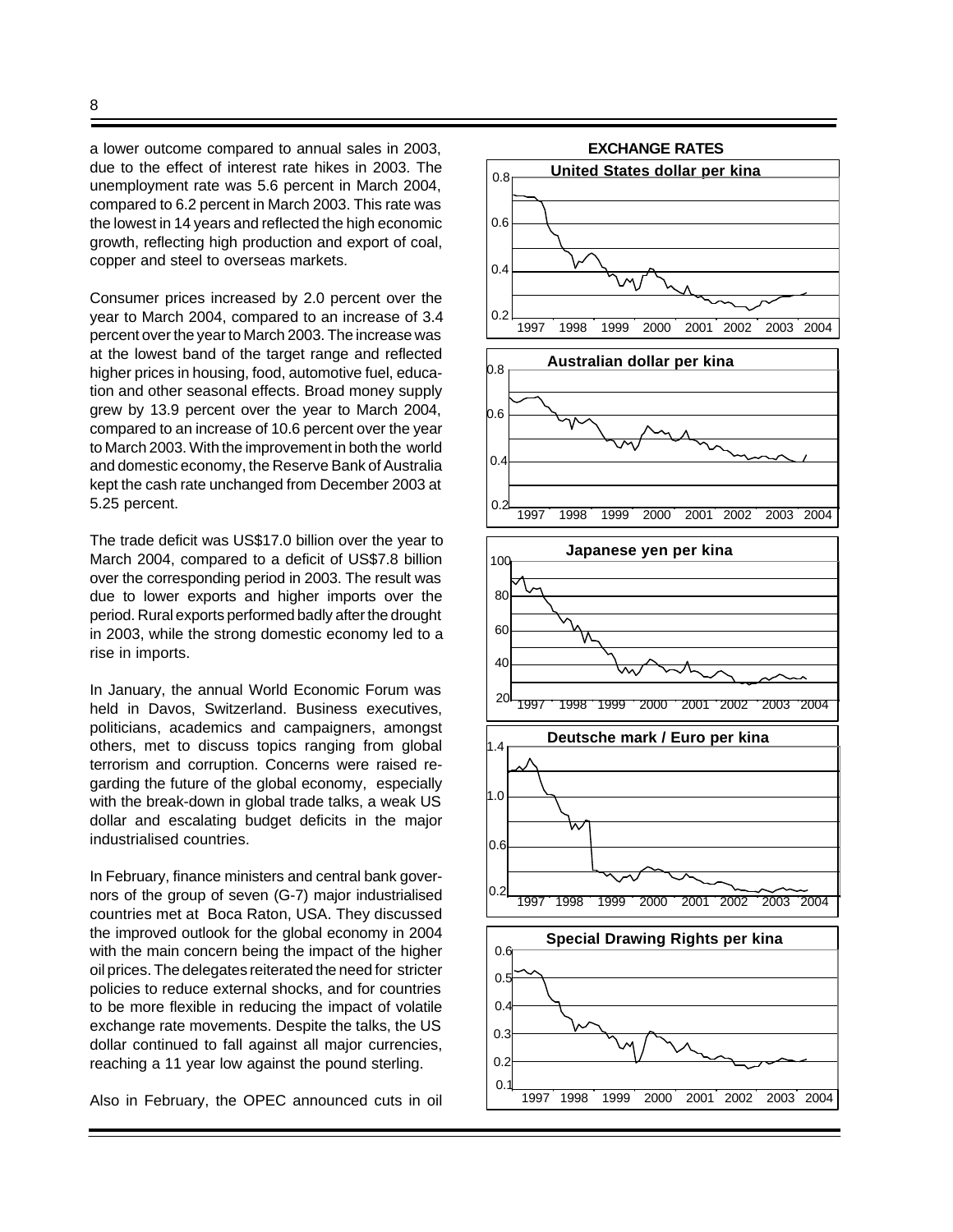a lower outcome compared to annual sales in 2003, due to the effect of interest rate hikes in 2003. The unemployment rate was 5.6 percent in March 2004, compared to 6.2 percent in March 2003. This rate was the lowest in 14 years and reflected the high economic growth, reflecting high production and export of coal, copper and steel to overseas markets.

Consumer prices increased by 2.0 percent over the year to March 2004, compared to an increase of 3.4 percent over the year to March 2003. The increase was at the lowest band of the target range and reflected higher prices in housing, food, automotive fuel, education and other seasonal effects. Broad money supply grew by 13.9 percent over the year to March 2004, compared to an increase of 10.6 percent over the year to March 2003. With the improvement in both the world and domestic economy, the Reserve Bank of Australia kept the cash rate unchanged from December 2003 at 5.25 percent.

The trade deficit was US$17.0 billion over the year to March 2004, compared to a deficit of US$7.8 billion over the corresponding period in 2003. The result was due to lower exports and higher imports over the period. Rural exports performed badly after the drought in 2003, while the strong domestic economy led to a rise in imports.

In January, the annual World Economic Forum was held in Davos, Switzerland. Business executives, politicians, academics and campaigners, amongst others, met to discuss topics ranging from global terrorism and corruption. Concerns were raised regarding the future of the global economy, especially with the break-down in global trade talks, a weak US dollar and escalating budget deficits in the major industrialised countries.

In February, finance ministers and central bank governors of the group of seven (G-7) major industrialised countries met at Boca Raton, USA. They discussed the improved outlook for the global economy in 2004 with the main concern being the impact of the higher oil prices. The delegates reiterated the need for stricter policies to reduce external shocks, and for countries to be more flexible in reducing the impact of volatile exchange rate movements. Despite the talks, the US dollar continued to fall against all major currencies, reaching a 11 year low against the pound sterling.

Also in February, the OPEC announced cuts in oil

**EXCHANGE RATES**

United States dollar per kina
0.8
0.6
0.4
0.2
1997 1998 1999 2000 2001 2002 2003 2004

Australian dollar per kina
0.8
0.6
0.4
0.2
1997 1998 1999 2000 2001 2002 2003 2004

Japanese yen per kina
100
80
60
40
20
1997 1998 1999 2000 2001 2002 2003 2004

Deutsche mark / Euro per kina
1.4
1.0
0.6
0.2
1997 1998 1999 2000 2001 2002 2003 2004

Special Drawing Rights per kina
0.6
0.5
0.4
0.3
0.2
0.1
1997 1998 1999 2000 2001 2002 2003 2004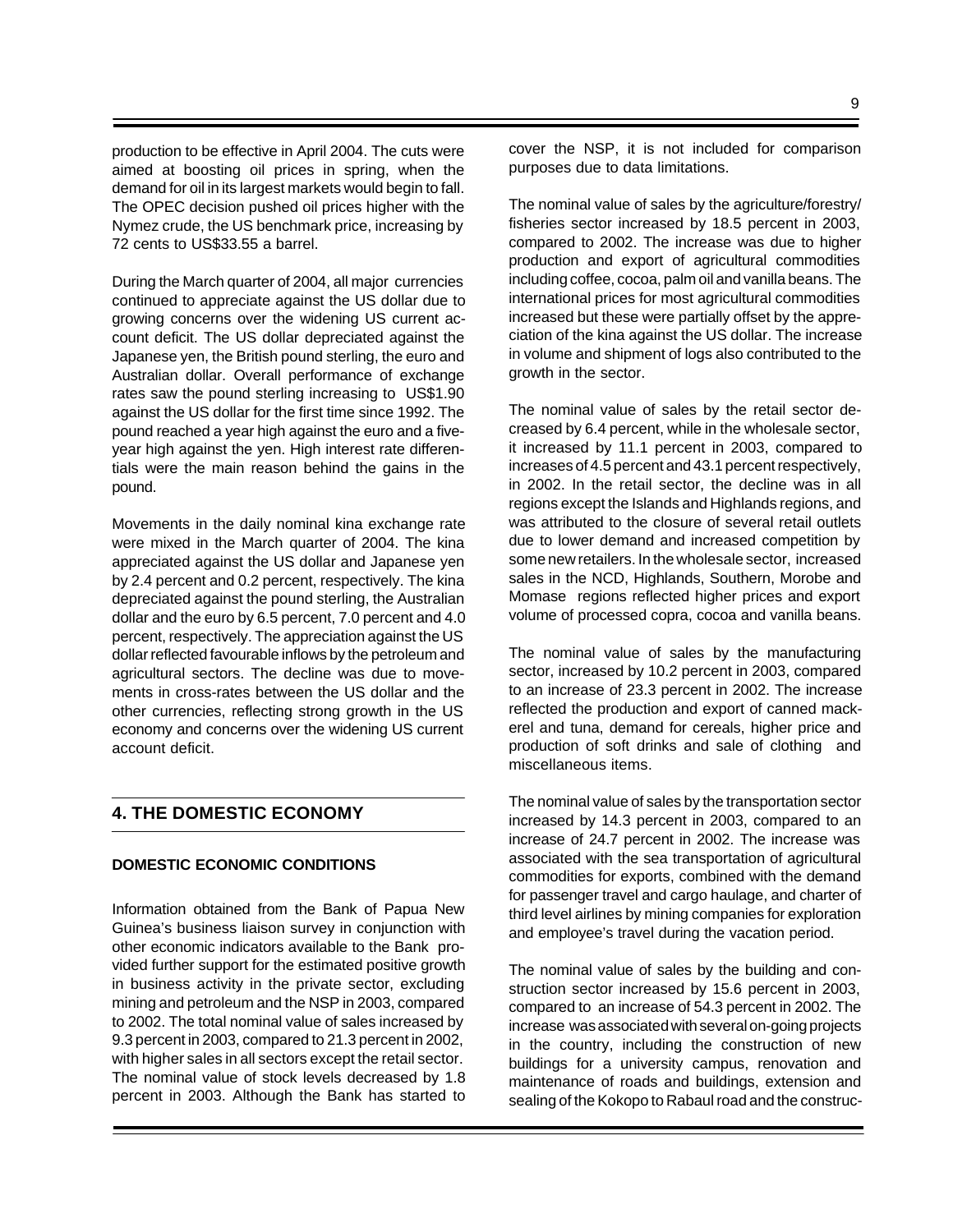production to be effective in April 2004. The cuts were aimed at boosting oil prices in spring, when the demand for oil in its largest markets would begin to fall. The OPEC decision pushed oil prices higher with the Nymez crude, the US benchmark price, increasing by 72 cents to US$33.55 a barrel.

During the March quarter of 2004, all major currencies continued to appreciate against the US dollar due to growing concerns over the widening US current account deficit. The US dollar depreciated against the Japanese yen, the British pound sterling, the euro and Australian dollar. Overall performance of exchange rates saw the pound sterling increasing to US$1.90 against the US dollar for the first time since 1992. The pound reached a year high against the euro and a five-year high against the yen. High interest rate differentials were the main reason behind the gains in the pound.

Movements in the daily nominal kina exchange rate were mixed in the March quarter of 2004. The kina appreciated against the US dollar and Japanese yen by 2.4 percent and 0.2 percent, respectively. The kina depreciated against the pound sterling, the Australian dollar and the euro by 6.5 percent, 7.0 percent and 4.0 percent, respectively. The appreciation against the US dollar reflected favourable inflows by the petroleum and agricultural sectors. The decline was due to movements in cross-rates between the US dollar and the other currencies, reflecting strong growth in the US economy and concerns over the widening US current account deficit.

## 4. THE DOMESTIC ECONOMY

### DOMESTIC ECONOMIC CONDITIONS

Information obtained from the Bank of Papua New Guinea's business liaison survey in conjunction with other economic indicators available to the Bank provided further support for the estimated positive growth in business activity in the private sector, excluding mining and petroleum and the NSP in 2003, compared to 2002. The total nominal value of sales increased by 9.3 percent in 2003, compared to 21.3 percent in 2002, with higher sales in all sectors except the retail sector. The nominal value of stock levels decreased by 1.8 percent in 2003. Although the Bank has started to cover the NSP, it is not included for comparison purposes due to data limitations.

The nominal value of sales by the agriculture/forestry/fisheries sector increased by 18.5 percent in 2003, compared to 2002. The increase was due to higher production and export of agricultural commodities including coffee, cocoa, palm oil and vanilla beans. The international prices for most agricultural commodities increased but these were partially offset by the appreciation of the kina against the US dollar. The increase in volume and shipment of logs also contributed to the growth in the sector.

The nominal value of sales by the retail sector decreased by 6.4 percent, while in the wholesale sector, it increased by 11.1 percent in 2003, compared to increases of 4.5 percent and 43.1 percent respectively, in 2002. In the retail sector, the decline was in all regions except the Islands and Highlands regions, and was attributed to the closure of several retail outlets due to lower demand and increased competition by some new retailers. In the wholesale sector, increased sales in the NCD, Highlands, Southern, Morobe and Momase regions reflected higher prices and export volume of processed copra, cocoa and vanilla beans.

The nominal value of sales by the manufacturing sector, increased by 10.2 percent in 2003, compared to an increase of 23.3 percent in 2002. The increase reflected the production and export of canned mackerel and tuna, demand for cereals, higher price and production of soft drinks and sale of clothing and miscellaneous items.

The nominal value of sales by the transportation sector increased by 14.3 percent in 2003, compared to an increase of 24.7 percent in 2002. The increase was associated with the sea transportation of agricultural commodities for exports, combined with the demand for passenger travel and cargo haulage, and charter of third level airlines by mining companies for exploration and employee's travel during the vacation period.

The nominal value of sales by the building and construction sector increased by 15.6 percent in 2003, compared to an increase of 54.3 percent in 2002. The increase was associated with several on-going projects in the country, including the construction of new buildings for a university campus, renovation and maintenance of roads and buildings, extension and sealing of the Kokopo to Rabaul road and the construc-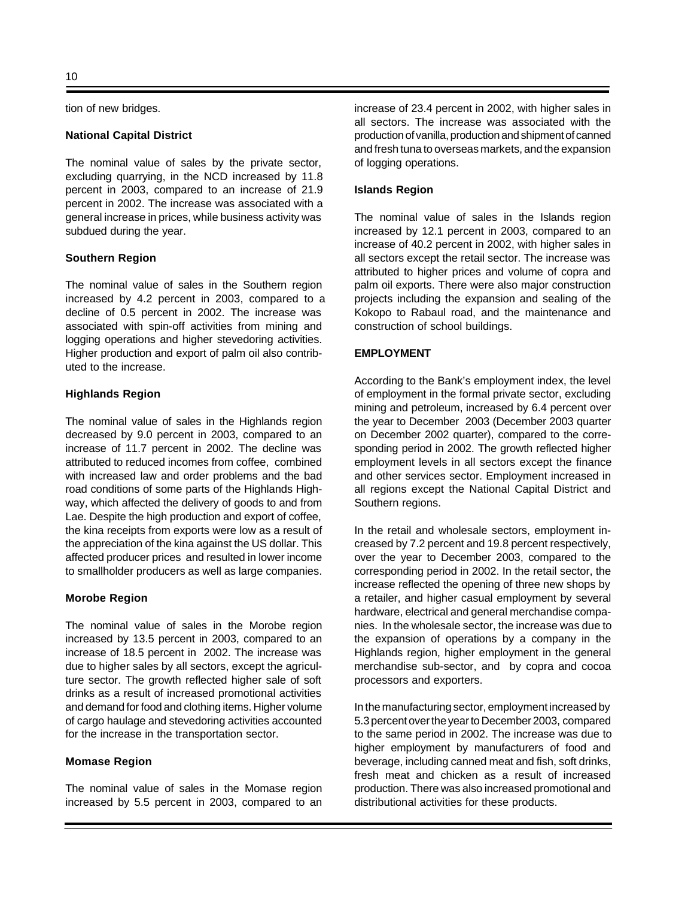tion of new bridges.

**National Capital District**

The nominal value of sales by the private sector, excluding quarrying, in the NCD increased by 11.8 percent in 2003, compared to an increase of 21.9 percent in 2002. The increase was associated with a general increase in prices, while business activity was subdued during the year.

**Southern Region**

The nominal value of sales in the Southern region increased by 4.2 percent in 2003, compared to a decline of 0.5 percent in 2002. The increase was associated with spin-off activities from mining and logging operations and higher stevedoring activities. Higher production and export of palm oil also contributed to the increase.

**Highlands Region**

The nominal value of sales in the Highlands region decreased by 9.0 percent in 2003, compared to an increase of 11.7 percent in 2002. The decline was attributed to reduced incomes from coffee, combined with increased law and order problems and the bad road conditions of some parts of the Highlands Highway, which affected the delivery of goods to and from Lae. Despite the high production and export of coffee, the kina receipts from exports were low as a result of the appreciation of the kina against the US dollar. This affected producer prices and resulted in lower income to smallholder producers as well as large companies.

**Morobe Region**

The nominal value of sales in the Morobe region increased by 13.5 percent in 2003, compared to an increase of 18.5 percent in 2002. The increase was due to higher sales by all sectors, except the agriculture sector. The growth reflected higher sale of soft drinks as a result of increased promotional activities and demand for food and clothing items. Higher volume of cargo haulage and stevedoring activities accounted for the increase in the transportation sector.

**Momase Region**

The nominal value of sales in the Momase region increased by 5.5 percent in 2003, compared to an increase of 23.4 percent in 2002, with higher sales in all sectors. The increase was associated with the production of vanilla, production and shipment of canned and fresh tuna to overseas markets, and the expansion of logging operations.

**Islands Region**

The nominal value of sales in the Islands region increased by 12.1 percent in 2003, compared to an increase of 40.2 percent in 2002, with higher sales in all sectors except the retail sector. The increase was attributed to higher prices and volume of copra and palm oil exports. There were also major construction projects including the expansion and sealing of the Kokopo to Rabaul road, and the maintenance and construction of school buildings.

**EMPLOYMENT**

According to the Bank's employment index, the level of employment in the formal private sector, excluding mining and petroleum, increased by 6.4 percent over the year to December 2003 (December 2003 quarter on December 2002 quarter), compared to the corresponding period in 2002. The growth reflected higher employment levels in all sectors except the finance and other services sector. Employment increased in all regions except the National Capital District and Southern regions.

In the retail and wholesale sectors, employment increased by 7.2 percent and 19.8 percent respectively, over the year to December 2003, compared to the corresponding period in 2002. In the retail sector, the increase reflected the opening of three new shops by a retailer, and higher casual employment by several hardware, electrical and general merchandise companies. In the wholesale sector, the increase was due to the expansion of operations by a company in the Highlands region, higher employment in the general merchandise sub-sector, and by copra and cocoa processors and exporters.

In the manufacturing sector, employment increased by 5.3 percent over the year to December 2003, compared to the same period in 2002. The increase was due to higher employment by manufacturers of food and beverage, including canned meat and fish, soft drinks, fresh meat and chicken as a result of increased production. There was also increased promotional and distributional activities for these products.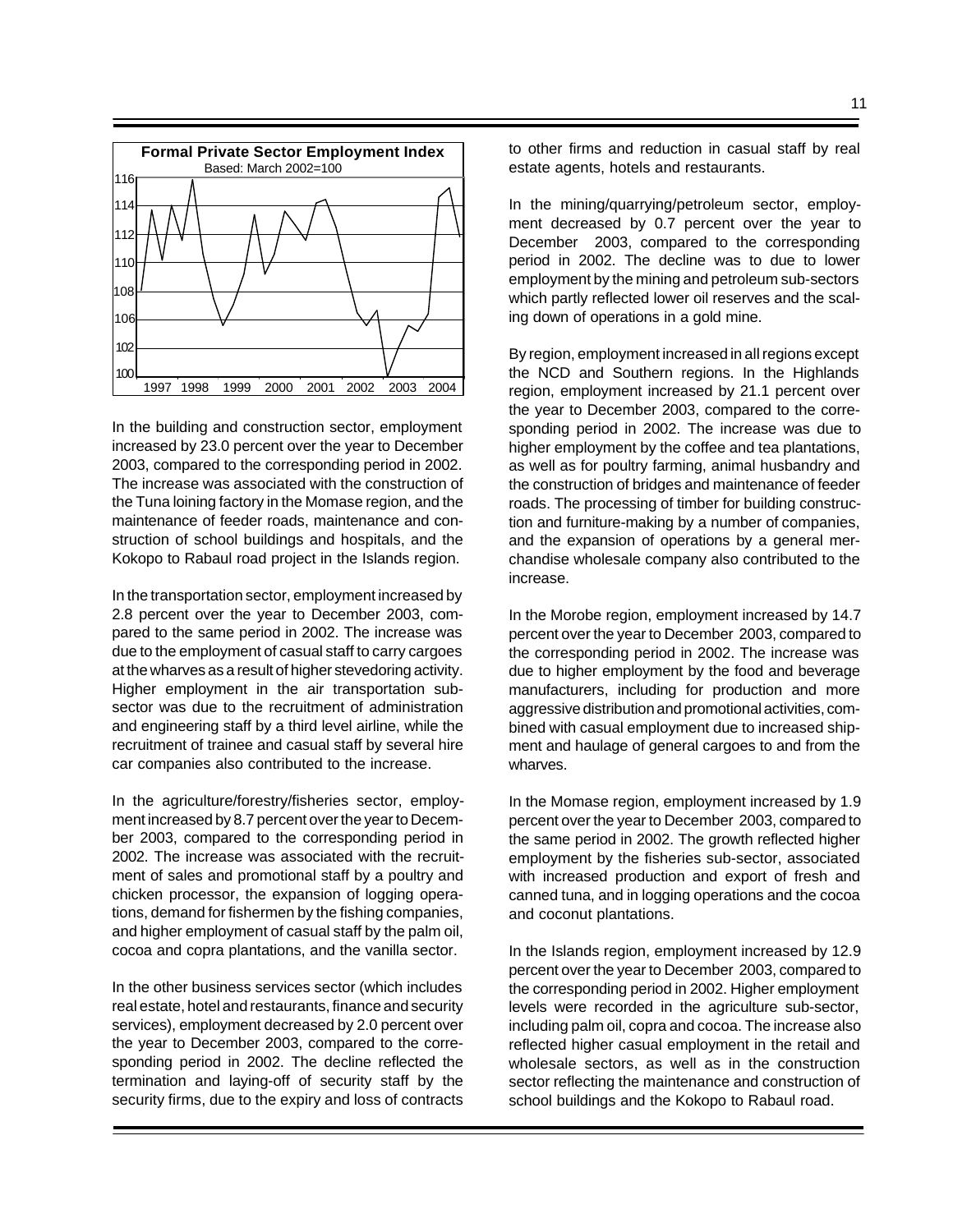Formal Private Sector Employment Index

Based: March 2002=100

116
114
112
110
108
106
102
100

1997 1998 1999 2000 2001 2002 2003 2004

In the building and construction sector, employment increased by 23.0 percent over the year to December 2003, compared to the corresponding period in 2002. The increase was associated with the construction of the Tuna loining factory in the Momase region, and the maintenance of feeder roads, maintenance and construction of school buildings and hospitals, and the Kokopo to Rabaul road project in the Islands region.

In the transportation sector, employment increased by 2.8 percent over the year to December 2003, compared to the same period in 2002. The increase was due to the employment of casual staff to carry cargoes at the wharves as a result of higher stevedoring activity. Higher employment in the air transportation sub-sector was due to the recruitment of administration and engineering staff by a third level airline, while the recruitment of trainee and casual staff by several hire car companies also contributed to the increase.

In the agriculture/forestry/fisheries sector, employment increased by 8.7 percent over the year to December 2003, compared to the corresponding period in 2002. The increase was associated with the recruitment of sales and promotional staff by a poultry and chicken processor, the expansion of logging operations, demand for fishermen by the fishing companies, and higher employment of casual staff by the palm oil, cocoa and copra plantations, and the vanilla sector.

In the other business services sector (which includes real estate, hotel and restaurants, finance and security services), employment decreased by 2.0 percent over the year to December 2003, compared to the corresponding period in 2002. The decline reflected the termination and laying-off of security staff by the security firms, due to the expiry and loss of contracts to other firms and reduction in casual staff by real estate agents, hotels and restaurants.

In the mining/quarrying/petroleum sector, employment decreased by 0.7 percent over the year to December 2003, compared to the corresponding period in 2002. The decline was to due to lower employment by the mining and petroleum sub-sectors which partly reflected lower oil reserves and the scaling down of operations in a gold mine.

By region, employment increased in all regions except the NCD and Southern regions. In the Highlands region, employment increased by 21.1 percent over the year to December 2003, compared to the corresponding period in 2002. The increase was due to higher employment by the coffee and tea plantations, as well as for poultry farming, animal husbandry and the construction of bridges and maintenance of feeder roads. The processing of timber for building construction and furniture-making by a number of companies, and the expansion of operations by a general merchandise wholesale company also contributed to the increase.

In the Morobe region, employment increased by 14.7 percent over the year to December 2003, compared to the corresponding period in 2002. The increase was due to higher employment by the food and beverage manufacturers, including for production and more aggressive distribution and promotional activities, combined with casual employment due to increased shipment and haulage of general cargoes to and from the wharves.

In the Momase region, employment increased by 1.9 percent over the year to December 2003, compared to the same period in 2002. The growth reflected higher employment by the fisheries sub-sector, associated with increased production and export of fresh and canned tuna, and in logging operations and the cocoa and coconut plantations.

In the Islands region, employment increased by 12.9 percent over the year to December 2003, compared to the corresponding period in 2002. Higher employment levels were recorded in the agriculture sub-sector, including palm oil, copra and cocoa. The increase also reflected higher casual employment in the retail and wholesale sectors, as well as in the construction sector reflecting the maintenance and construction of school buildings and the Kokopo to Rabaul road.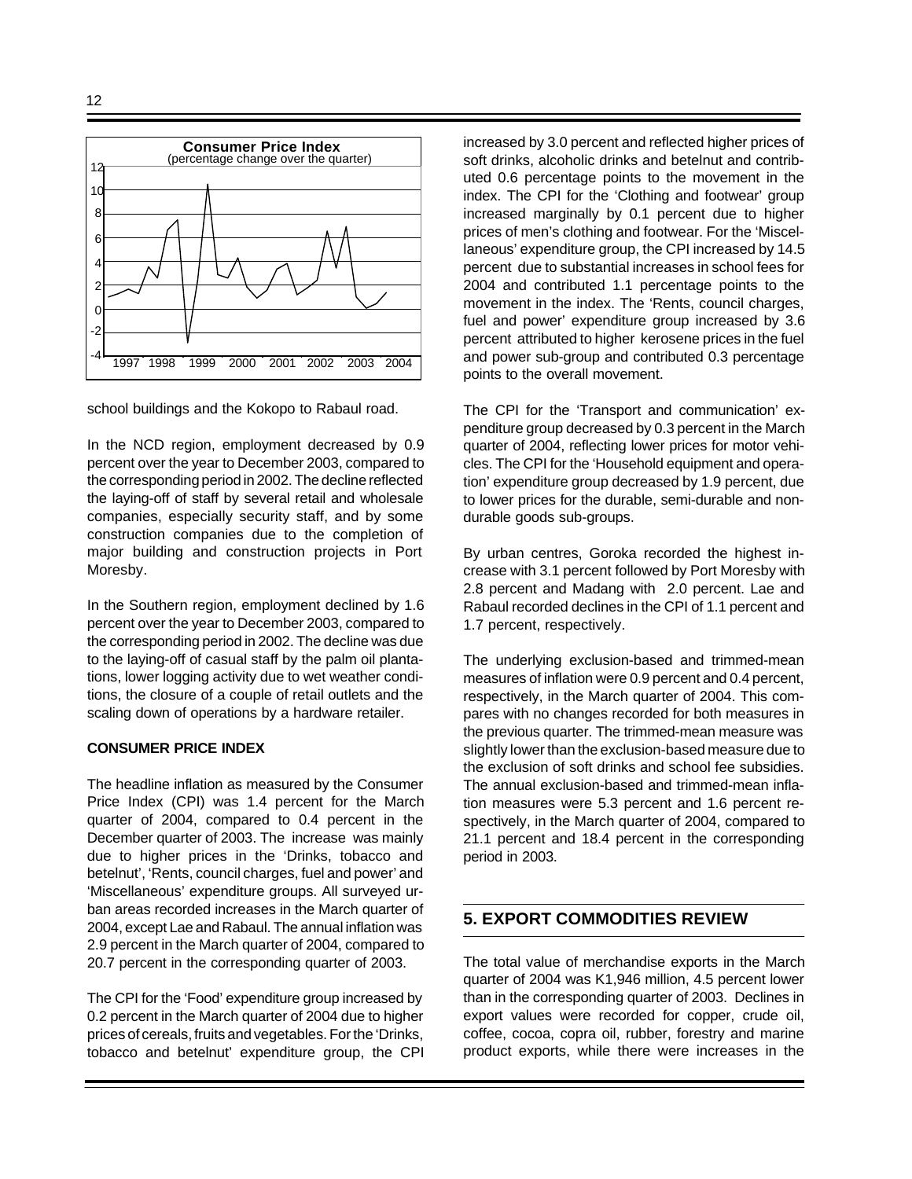**Consumer Price Index**
(percentage change over the quarter)

12
10
8
6
4
2
0
-2
-4

1997 1998 1999 2000 2001 2002 2003 2004

school buildings and the Kokopo to Rabaul road.

In the NCD region, employment decreased by 0.9 percent over the year to December 2003, compared to the corresponding period in 2002. The decline reflected the laying-off of staff by several retail and wholesale companies, especially security staff, and by some construction companies due to the completion of major building and construction projects in Port Moresby.

In the Southern region, employment declined by 1.6 percent over the year to December 2003, compared to the corresponding period in 2002. The decline was due to the laying-off of casual staff by the palm oil plantations, lower logging activity due to wet weather conditions, the closure of a couple of retail outlets and the scaling down of operations by a hardware retailer.

**CONSUMER PRICE INDEX**

The headline inflation as measured by the Consumer Price Index (CPI) was 1.4 percent for the March quarter of 2004, compared to 0.4 percent in the December quarter of 2003. The increase was mainly due to higher prices in the 'Drinks, tobacco and betelnut', 'Rents, council charges, fuel and power' and 'Miscellaneous' expenditure groups. All surveyed urban areas recorded increases in the March quarter of 2004, except Lae and Rabaul. The annual inflation was 2.9 percent in the March quarter of 2004, compared to 20.7 percent in the corresponding quarter of 2003.

The CPI for the 'Food' expenditure group increased by 0.2 percent in the March quarter of 2004 due to higher prices of cereals, fruits and vegetables. For the 'Drinks, tobacco and betelnut' expenditure group, the CPI increased by 3.0 percent and reflected higher prices of soft drinks, alcoholic drinks and betelnut and contributed 0.6 percentage points to the movement in the index. The CPI for the 'Clothing and footwear' group increased marginally by 0.1 percent due to higher prices of men's clothing and footwear. For the 'Miscellaneous' expenditure group, the CPI increased by 14.5 percent due to substantial increases in school fees for 2004 and contributed 1.1 percentage points to the movement in the index. The 'Rents, council charges, fuel and power' expenditure group increased by 3.6 percent attributed to higher kerosene prices in the fuel and power sub-group and contributed 0.3 percentage points to the overall movement.

The CPI for the 'Transport and communication' expenditure group decreased by 0.3 percent in the March quarter of 2004, reflecting lower prices for motor vehicles. The CPI for the 'Household equipment and operation' expenditure group decreased by 1.9 percent, due to lower prices for the durable, semi-durable and non-durable goods sub-groups.

By urban centres, Goroka recorded the highest increase with 3.1 percent followed by Port Moresby with 2.8 percent and Madang with 2.0 percent. Lae and Rabaul recorded declines in the CPI of 1.1 percent and 1.7 percent, respectively.

The underlying exclusion-based and trimmed-mean measures of inflation were 0.9 percent and 0.4 percent, respectively, in the March quarter of 2004. This compares with no changes recorded for both measures in the previous quarter. The trimmed-mean measure was slightly lower than the exclusion-based measure due to the exclusion of soft drinks and school fee subsidies. The annual exclusion-based and trimmed-mean inflation measures were 5.3 percent and 1.6 percent respectively, in the March quarter of 2004, compared to 21.1 percent and 18.4 percent in the corresponding period in 2003.

## 5. EXPORT COMMODITIES REVIEW

The total value of merchandise exports in the March quarter of 2004 was K1,946 million, 4.5 percent lower than in the corresponding quarter of 2003. Declines in export values were recorded for copper, crude oil, coffee, cocoa, copra oil, rubber, forestry and marine product exports, while there were increases in the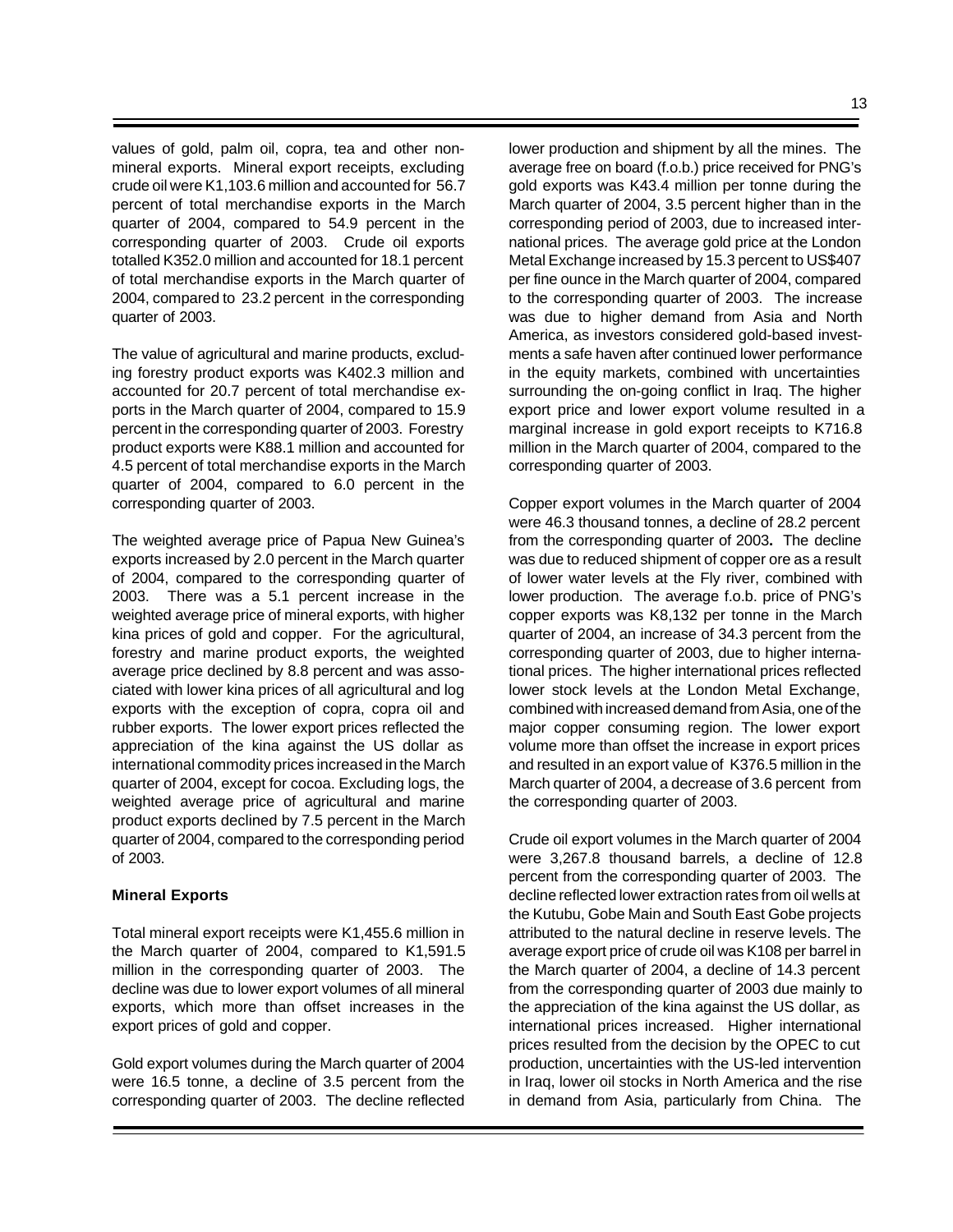values of gold, palm oil, copra, tea and other non-mineral exports. Mineral export receipts, excluding crude oil were K1,103.6 million and accounted for 56.7 percent of total merchandise exports in the March quarter of 2004, compared to 54.9 percent in the corresponding quarter of 2003. Crude oil exports totalled K352.0 million and accounted for 18.1 percent of total merchandise exports in the March quarter of 2004, compared to 23.2 percent in the corresponding quarter of 2003.

The value of agricultural and marine products, excluding forestry product exports was K402.3 million and accounted for 20.7 percent of total merchandise exports in the March quarter of 2004, compared to 15.9 percent in the corresponding quarter of 2003. Forestry product exports were K88.1 million and accounted for 4.5 percent of total merchandise exports in the March quarter of 2004, compared to 6.0 percent in the corresponding quarter of 2003.

The weighted average price of Papua New Guinea's exports increased by 2.0 percent in the March quarter of 2004, compared to the corresponding quarter of 2003. There was a 5.1 percent increase in the weighted average price of mineral exports, with higher kina prices of gold and copper. For the agricultural, forestry and marine product exports, the weighted average price declined by 8.8 percent and was associated with lower kina prices of all agricultural and log exports with the exception of copra, copra oil and rubber exports. The lower export prices reflected the appreciation of the kina against the US dollar as international commodity prices increased in the March quarter of 2004, except for cocoa. Excluding logs, the weighted average price of agricultural and marine product exports declined by 7.5 percent in the March quarter of 2004, compared to the corresponding period of 2003.

**Mineral Exports**

Total mineral export receipts were K1,455.6 million in the March quarter of 2004, compared to K1,591.5 million in the corresponding quarter of 2003. The decline was due to lower export volumes of all mineral exports, which more than offset increases in the export prices of gold and copper.

Gold export volumes during the March quarter of 2004 were 16.5 tonne, a decline of 3.5 percent from the corresponding quarter of 2003. The decline reflected lower production and shipment by all the mines. The average free on board (f.o.b.) price received for PNG's gold exports was K43.4 million per tonne during the March quarter of 2004, 3.5 percent higher than in the corresponding period of 2003, due to increased international prices. The average gold price at the London Metal Exchange increased by 15.3 percent to US$407 per fine ounce in the March quarter of 2004, compared to the corresponding quarter of 2003. The increase was due to higher demand from Asia and North America, as investors considered gold-based investments a safe haven after continued lower performance in the equity markets, combined with uncertainties surrounding the on-going conflict in Iraq. The higher export price and lower export volume resulted in a marginal increase in gold export receipts to K716.8 million in the March quarter of 2004, compared to the corresponding quarter of 2003.

Copper export volumes in the March quarter of 2004 were 46.3 thousand tonnes, a decline of 28.2 percent from the corresponding quarter of 2003**.** The decline was due to reduced shipment of copper ore as a result of lower water levels at the Fly river, combined with lower production. The average f.o.b. price of PNG's copper exports was K8,132 per tonne in the March quarter of 2004, an increase of 34.3 percent from the corresponding quarter of 2003, due to higher international prices. The higher international prices reflected lower stock levels at the London Metal Exchange, combined with increased demand from Asia, one of the major copper consuming region. The lower export volume more than offset the increase in export prices and resulted in an export value of K376.5 million in the March quarter of 2004, a decrease of 3.6 percent from the corresponding quarter of 2003.

Crude oil export volumes in the March quarter of 2004 were 3,267.8 thousand barrels, a decline of 12.8 percent from the corresponding quarter of 2003. The decline reflected lower extraction rates from oil wells at the Kutubu, Gobe Main and South East Gobe projects attributed to the natural decline in reserve levels. The average export price of crude oil was K108 per barrel in the March quarter of 2004, a decline of 14.3 percent from the corresponding quarter of 2003 due mainly to the appreciation of the kina against the US dollar, as international prices increased. Higher international prices resulted from the decision by the OPEC to cut production, uncertainties with the US-led intervention in Iraq, lower oil stocks in North America and the rise in demand from Asia, particularly from China. The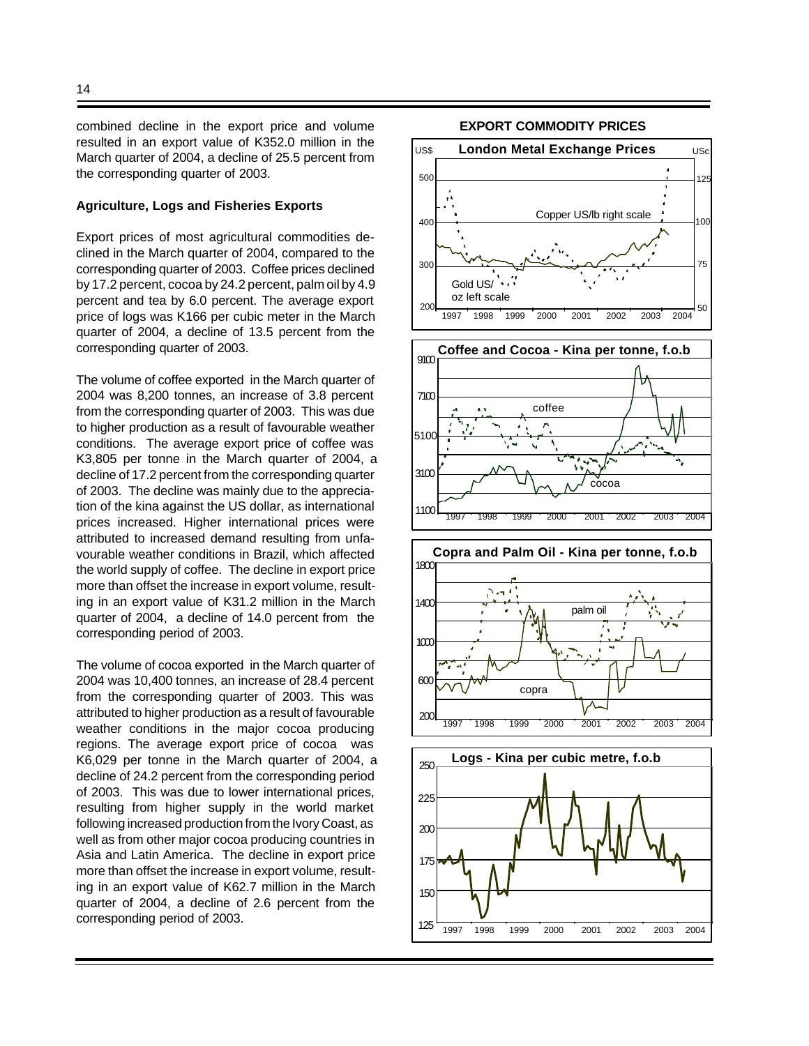combined decline in the export price and volume resulted in an export value of K352.0 million in the March quarter of 2004, a decline of 25.5 percent from the corresponding quarter of 2003.

**Agriculture, Logs and Fisheries Exports**

Export prices of most agricultural commodities declined in the March quarter of 2004, compared to the corresponding quarter of 2003. Coffee prices declined by 17.2 percent, cocoa by 24.2 percent, palm oil by 4.9 percent and tea by 6.0 percent. The average export price of logs was K166 per cubic meter in the March quarter of 2004, a decline of 13.5 percent from the corresponding quarter of 2003.

The volume of coffee exported in the March quarter of 2004 was 8,200 tonnes, an increase of 3.8 percent from the corresponding quarter of 2003. This was due to higher production as a result of favourable weather conditions. The average export price of coffee was K3,805 per tonne in the March quarter of 2004, a decline of 17.2 percent from the corresponding quarter of 2003. The decline was mainly due to the appreciation of the kina against the US dollar, as international prices increased. Higher international prices were attributed to increased demand resulting from unfavourable weather conditions in Brazil, which affected the world supply of coffee. The decline in export price more than offset the increase in export volume, resulting in an export value of K31.2 million in the March quarter of 2004, a decline of 14.0 percent from the corresponding period of 2003.

The volume of cocoa exported in the March quarter of 2004 was 10,400 tonnes, an increase of 28.4 percent from the corresponding quarter of 2003. This was attributed to higher production as a result of favourable weather conditions in the major cocoa producing regions. The average export price of cocoa was K6,029 per tonne in the March quarter of 2004, a decline of 24.2 percent from the corresponding period of 2003. This was due to lower international prices, resulting from higher supply in the world market following increased production from the Ivory Coast, as well as from other major cocoa producing countries in Asia and Latin America. The decline in export price more than offset the increase in export volume, resulting in an export value of K62.7 million in the March quarter of 2004, a decline of 2.6 percent from the corresponding period of 2003.

**EXPORT COMMODITY PRICES**

London Metal Exchange Prices
US$
USc
500
400
300
200
125
100
75
50
Copper US/lb right scale
Gold US/oz left scale
1997 1998 1999 2000 2001 2002 2003 2004

Coffee and Cocoa - Kina per tonne, f.o.b
9100
7100
5100
3100
1100
coffee
cocoa
1997 1998 1999 2000 2001 2002 2003 2004

Copra and Palm Oil - Kina per tonne, f.o.b
1800
1400
1000
600
200
palm oil
copra
1997 1998 1999 2000 2001 2002 2003 2004

Logs - Kina per cubic metre, f.o.b
250
225
200
175
150
125
1997 1998 1999 2000 2001 2002 2003 2004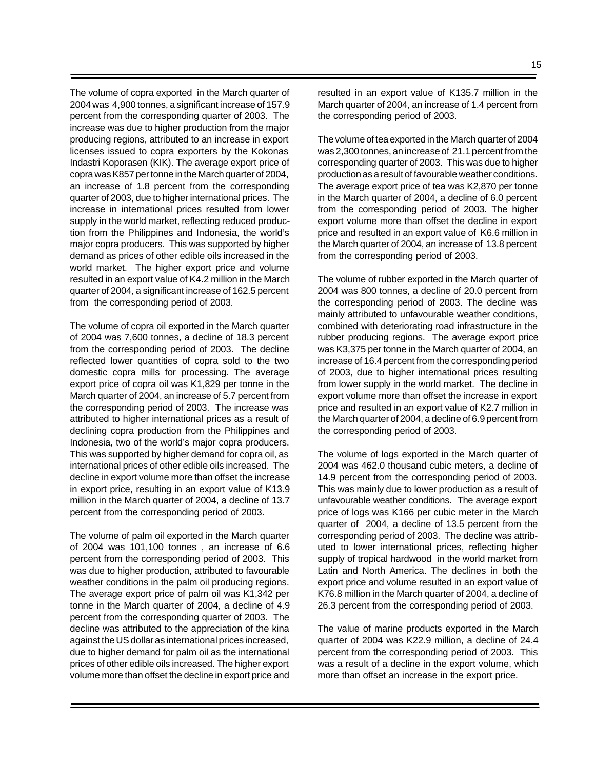The volume of copra exported in the March quarter of 2004 was 4,900 tonnes, a significant increase of 157.9 percent from the corresponding quarter of 2003. The increase was due to higher production from the major producing regions, attributed to an increase in export licenses issued to copra exporters by the Kokonas Indastri Koporasen (KIK). The average export price of copra was K857 per tonne in the March quarter of 2004, an increase of 1.8 percent from the corresponding quarter of 2003, due to higher international prices. The increase in international prices resulted from lower supply in the world market, reflecting reduced production from the Philippines and Indonesia, the world's major copra producers. This was supported by higher demand as prices of other edible oils increased in the world market. The higher export price and volume resulted in an export value of K4.2 million in the March quarter of 2004, a significant increase of 162.5 percent from the corresponding period of 2003.

The volume of copra oil exported in the March quarter of 2004 was 7,600 tonnes, a decline of 18.3 percent from the corresponding period of 2003. The decline reflected lower quantities of copra sold to the two domestic copra mills for processing. The average export price of copra oil was K1,829 per tonne in the March quarter of 2004, an increase of 5.7 percent from the corresponding period of 2003. The increase was attributed to higher international prices as a result of declining copra production from the Philippines and Indonesia, two of the world's major copra producers. This was supported by higher demand for copra oil, as international prices of other edible oils increased. The decline in export volume more than offset the increase in export price, resulting in an export value of K13.9 million in the March quarter of 2004, a decline of 13.7 percent from the corresponding period of 2003.

The volume of palm oil exported in the March quarter of 2004 was 101,100 tonnes , an increase of 6.6 percent from the corresponding period of 2003. This was due to higher production, attributed to favourable weather conditions in the palm oil producing regions. The average export price of palm oil was K1,342 per tonne in the March quarter of 2004, a decline of 4.9 percent from the corresponding quarter of 2003. The decline was attributed to the appreciation of the kina against the US dollar as international prices increased, due to higher demand for palm oil as the international prices of other edible oils increased. The higher export volume more than offset the decline in export price and resulted in an export value of K135.7 million in the March quarter of 2004, an increase of 1.4 percent from the corresponding period of 2003.

The volume of tea exported in the March quarter of 2004 was 2,300 tonnes, an increase of 21.1 percent from the corresponding quarter of 2003. This was due to higher production as a result of favourable weather conditions. The average export price of tea was K2,870 per tonne in the March quarter of 2004, a decline of 6.0 percent from the corresponding period of 2003. The higher export volume more than offset the decline in export price and resulted in an export value of K6.6 million in the March quarter of 2004, an increase of 13.8 percent from the corresponding period of 2003.

The volume of rubber exported in the March quarter of 2004 was 800 tonnes, a decline of 20.0 percent from the corresponding period of 2003. The decline was mainly attributed to unfavourable weather conditions, combined with deteriorating road infrastructure in the rubber producing regions. The average export price was K3,375 per tonne in the March quarter of 2004, an increase of 16.4 percent from the corresponding period of 2003, due to higher international prices resulting from lower supply in the world market. The decline in export volume more than offset the increase in export price and resulted in an export value of K2.7 million in the March quarter of 2004, a decline of 6.9 percent from the corresponding period of 2003.

The volume of logs exported in the March quarter of 2004 was 462.0 thousand cubic meters, a decline of 14.9 percent from the corresponding period of 2003. This was mainly due to lower production as a result of unfavourable weather conditions. The average export price of logs was K166 per cubic meter in the March quarter of 2004, a decline of 13.5 percent from the corresponding period of 2003. The decline was attributed to lower international prices, reflecting higher supply of tropical hardwood in the world market from Latin and North America. The declines in both the export price and volume resulted in an export value of K76.8 million in the March quarter of 2004, a decline of 26.3 percent from the corresponding period of 2003.

The value of marine products exported in the March quarter of 2004 was K22.9 million, a decline of 24.4 percent from the corresponding period of 2003. This was a result of a decline in the export volume, which more than offset an increase in the export price.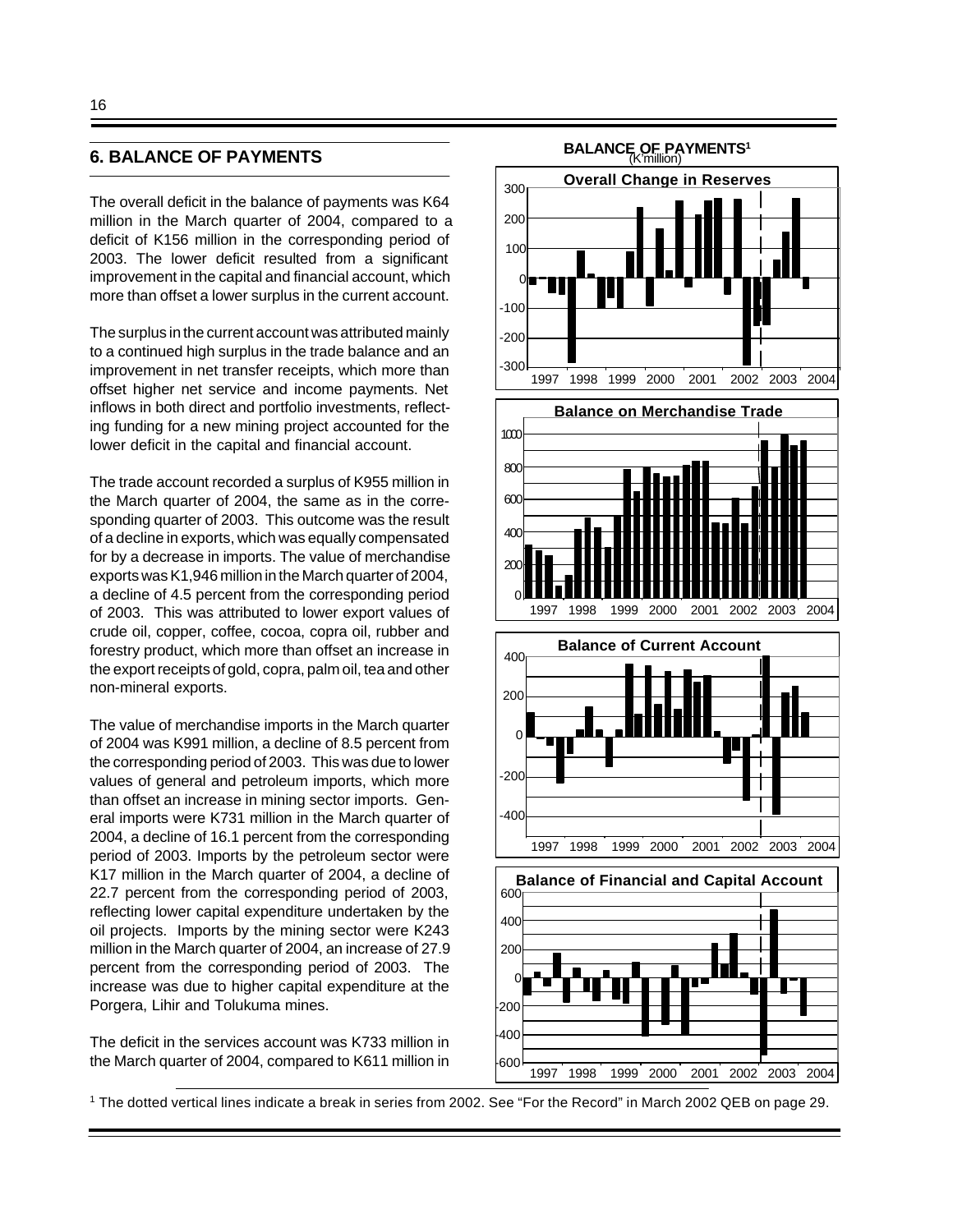## 6. BALANCE OF PAYMENTS

The overall deficit in the balance of payments was K64 million in the March quarter of 2004, compared to a deficit of K156 million in the corresponding period of 2003. The lower deficit resulted from a significant improvement in the capital and financial account, which more than offset a lower surplus in the current account.

The surplus in the current account was attributed mainly to a continued high surplus in the trade balance and an improvement in net transfer receipts, which more than offset higher net service and income payments. Net inflows in both direct and portfolio investments, reflecting funding for a new mining project accounted for the lower deficit in the capital and financial account.

The trade account recorded a surplus of K955 million in the March quarter of 2004, the same as in the corresponding quarter of 2003. This outcome was the result of a decline in exports, which was equally compensated for by a decrease in imports. The value of merchandise exports was K1,946 million in the March quarter of 2004, a decline of 4.5 percent from the corresponding period of 2003. This was attributed to lower export values of crude oil, copper, coffee, cocoa, copra oil, rubber and forestry product, which more than offset an increase in the export receipts of gold, copra, palm oil, tea and other non-mineral exports.

The value of merchandise imports in the March quarter of 2004 was K991 million, a decline of 8.5 percent from the corresponding period of 2003. This was due to lower values of general and petroleum imports, which more than offset an increase in mining sector imports. General imports were K731 million in the March quarter of 2004, a decline of 16.1 percent from the corresponding period of 2003. Imports by the petroleum sector were K17 million in the March quarter of 2004, a decline of 22.7 percent from the corresponding period of 2003, reflecting lower capital expenditure undertaken by the oil projects. Imports by the mining sector were K243 million in the March quarter of 2004, an increase of 27.9 percent from the corresponding period of 2003. The increase was due to higher capital expenditure at the Porgera, Lihir and Tolukuma mines.

The deficit in the services account was K733 million in the March quarter of 2004, compared to K611 million in

BALANCE OF PAYMENTS[1]
(K'million)

Overall Change in Reserves
300
200
100
0
-100
-200
-300
1997 1998 1999 2000 2001 2002 2003 2004

Balance on Merchandise Trade
1000
800
600
400
200
0
1997 1998 1999 2000 2001 2002 2003 2004

Balance of Current Account
400
200
0
-200
-400
1997 1998 1999 2000 2001 2002 2003 2004

Balance of Financial and Capital Account
600
400
200
0
-200
-400
-600
1997 1998 1999 2000 2001 2002 2003 2004

[1] The dotted vertical lines indicate a break in series from 2002. See "For the Record" in March 2002 QEB on page 29.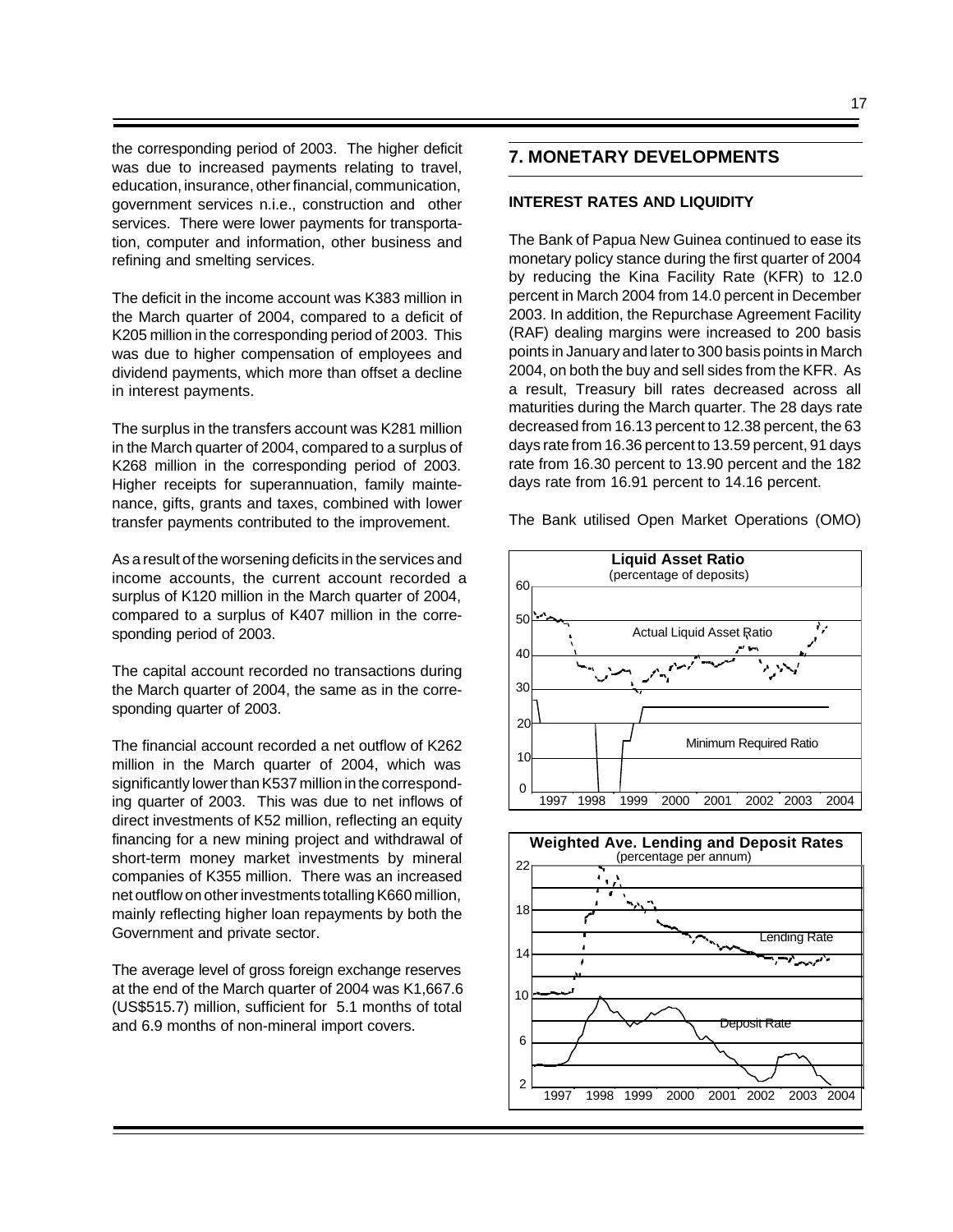the corresponding period of 2003. The higher deficit was due to increased payments relating to travel, education, insurance, other financial, communication, government services n.i.e., construction and other services. There were lower payments for transportation, computer and information, other business and refining and smelting services.

The deficit in the income account was K383 million in the March quarter of 2004, compared to a deficit of K205 million in the corresponding period of 2003. This was due to higher compensation of employees and dividend payments, which more than offset a decline in interest payments.

The surplus in the transfers account was K281 million in the March quarter of 2004, compared to a surplus of K268 million in the corresponding period of 2003. Higher receipts for superannuation, family maintenance, gifts, grants and taxes, combined with lower transfer payments contributed to the improvement.

As a result of the worsening deficits in the services and income accounts, the current account recorded a surplus of K120 million in the March quarter of 2004, compared to a surplus of K407 million in the corresponding period of 2003.

The capital account recorded no transactions during the March quarter of 2004, the same as in the corresponding quarter of 2003.

The financial account recorded a net outflow of K262 million in the March quarter of 2004, which was significantly lower than K537 million in the corresponding quarter of 2003. This was due to net inflows of direct investments of K52 million, reflecting an equity financing for a new mining project and withdrawal of short-term money market investments by mineral companies of K355 million. There was an increased net outflow on other investments totalling K660 million, mainly reflecting higher loan repayments by both the Government and private sector.

The average level of gross foreign exchange reserves at the end of the March quarter of 2004 was K1,667.6 (US$515.7) million, sufficient for 5.1 months of total and 6.9 months of non-mineral import covers.

## 7. MONETARY DEVELOPMENTS

### INTEREST RATES AND LIQUIDITY

The Bank of Papua New Guinea continued to ease its monetary policy stance during the first quarter of 2004 by reducing the Kina Facility Rate (KFR) to 12.0 percent in March 2004 from 14.0 percent in December 2003. In addition, the Repurchase Agreement Facility (RAF) dealing margins were increased to 200 basis points in January and later to 300 basis points in March 2004, on both the buy and sell sides from the KFR. As a result, Treasury bill rates decreased across all maturities during the March quarter. The 28 days rate decreased from 16.13 percent to 12.38 percent, the 63 days rate from 16.36 percent to 13.59 percent, 91 days rate from 16.30 percent to 13.90 percent and the 182 days rate from 16.91 percent to 14.16 percent.

The Bank utilised Open Market Operations (OMO)

**Liquid Asset Ratio**
(percentage of deposits)

60
50
40
30
20
10
0

Actual Liquid Asset Ratio

Minimum Required Ratio

1997 1998 1999 2000 2001 2002 2003 2004

**Weighted Ave. Lending and Deposit Rates**
(percentage per annum)

22
18
14
10
6
2

Lending Rate

Deposit Rate

1997 1998 1999 2000 2001 2002 2003 2004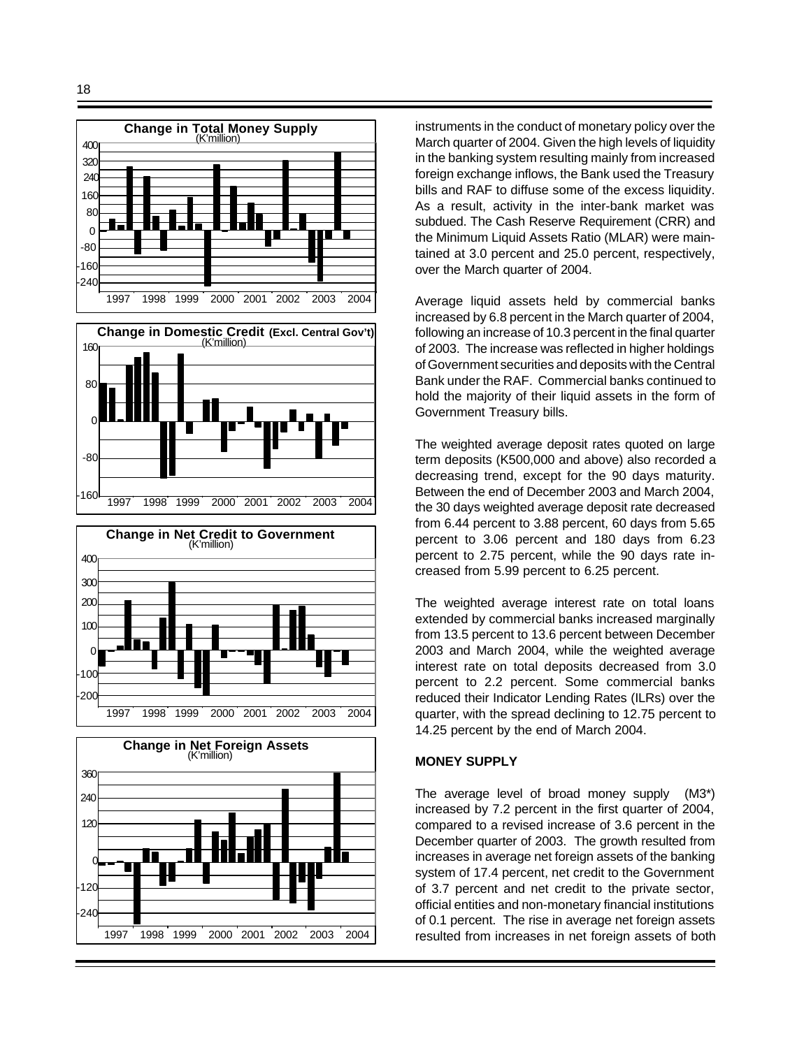Change in Total Money Supply
(K'million)

400
320
240
160
80
0
-80
-160
-240

1997 1998 1999 2000 2001 2002 2003 2004

Change in Domestic Credit (Excl. Central Gov't)
(K'million)

160
80
0
-80
-160

1997 1998 1999 2000 2001 2002 2003 2004

Change in Net Credit to Government
(K'million)

400
300
200
100
0
-100
-200

1997 1998 1999 2000 2001 2002 2003 2004

Change in Net Foreign Assets
(K'million)

360
240
120
0
-120
-240

1997 1998 1999 2000 2001 2002 2003 2004

instruments in the conduct of monetary policy over the March quarter of 2004. Given the high levels of liquidity in the banking system resulting mainly from increased foreign exchange inflows, the Bank used the Treasury bills and RAF to diffuse some of the excess liquidity. As a result, activity in the inter-bank market was subdued. The Cash Reserve Requirement (CRR) and the Minimum Liquid Assets Ratio (MLAR) were maintained at 3.0 percent and 25.0 percent, respectively, over the March quarter of 2004.

Average liquid assets held by commercial banks increased by 6.8 percent in the March quarter of 2004, following an increase of 10.3 percent in the final quarter of 2003. The increase was reflected in higher holdings of Government securities and deposits with the Central Bank under the RAF. Commercial banks continued to hold the majority of their liquid assets in the form of Government Treasury bills.

The weighted average deposit rates quoted on large term deposits (K500,000 and above) also recorded a decreasing trend, except for the 90 days maturity. Between the end of December 2003 and March 2004, the 30 days weighted average deposit rate decreased from 6.44 percent to 3.88 percent, 60 days from 5.65 percent to 3.06 percent and 180 days from 6.23 percent to 2.75 percent, while the 90 days rate increased from 5.99 percent to 6.25 percent.

The weighted average interest rate on total loans extended by commercial banks increased marginally from 13.5 percent to 13.6 percent between December 2003 and March 2004, while the weighted average interest rate on total deposits decreased from 3.0 percent to 2.2 percent. Some commercial banks reduced their Indicator Lending Rates (ILRs) over the quarter, with the spread declining to 12.75 percent to 14.25 percent by the end of March 2004.

**MONEY SUPPLY**

The average level of broad money supply (M3*) increased by 7.2 percent in the first quarter of 2004, compared to a revised increase of 3.6 percent in the December quarter of 2003. The growth resulted from increases in average net foreign assets of the banking system of 17.4 percent, net credit to the Government of 3.7 percent and net credit to the private sector, official entities and non-monetary financial institutions of 0.1 percent. The rise in average net foreign assets resulted from increases in net foreign assets of both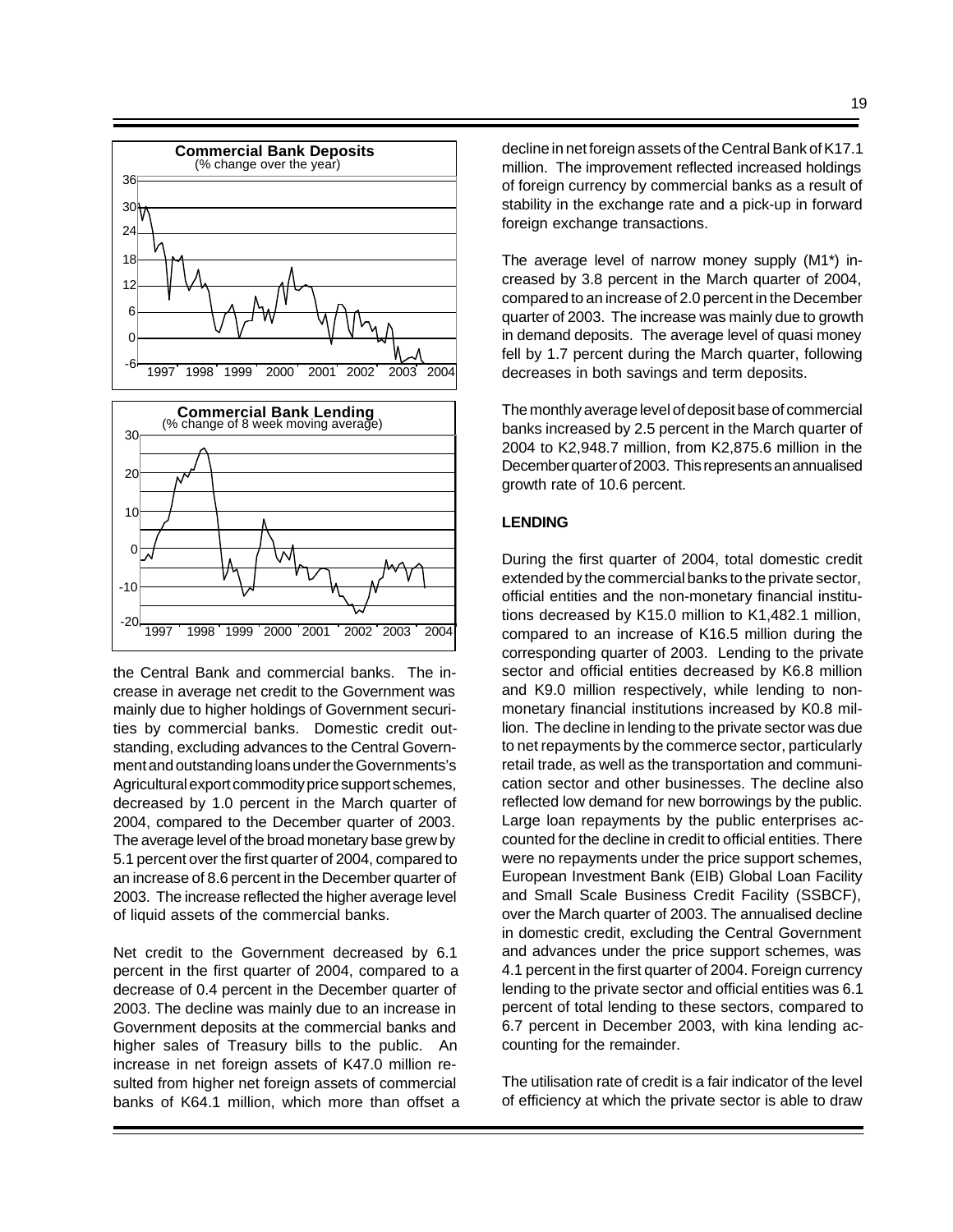Commercial Bank Deposits
(% change over the year)

36
30
24
18
12
6
0
-6

1997 1998 1999 2000 2001 2002 2003 2004

Commercial Bank Lending
(% change of 8 week moving average)

30
20
10
0
-10
-20

1997 1998 1999 2000 2001 2002 2003 2004

the Central Bank and commercial banks. The increase in average net credit to the Government was mainly due to higher holdings of Government securities by commercial banks. Domestic credit outstanding, excluding advances to the Central Government and outstanding loans under the Governments's Agricultural export commodity price support schemes, decreased by 1.0 percent in the March quarter of 2004, compared to the December quarter of 2003. The average level of the broad monetary base grew by 5.1 percent over the first quarter of 2004, compared to an increase of 8.6 percent in the December quarter of 2003. The increase reflected the higher average level of liquid assets of the commercial banks.

Net credit to the Government decreased by 6.1 percent in the first quarter of 2004, compared to a decrease of 0.4 percent in the December quarter of 2003. The decline was mainly due to an increase in Government deposits at the commercial banks and higher sales of Treasury bills to the public. An increase in net foreign assets of K47.0 million resulted from higher net foreign assets of commercial banks of K64.1 million, which more than offset a decline in net foreign assets of the Central Bank of K17.1 million. The improvement reflected increased holdings of foreign currency by commercial banks as a result of stability in the exchange rate and a pick-up in forward foreign exchange transactions.

The average level of narrow money supply (M1*) increased by 3.8 percent in the March quarter of 2004, compared to an increase of 2.0 percent in the December quarter of 2003. The increase was mainly due to growth in demand deposits. The average level of quasi money fell by 1.7 percent during the March quarter, following decreases in both savings and term deposits.

The monthly average level of deposit base of commercial banks increased by 2.5 percent in the March quarter of 2004 to K2,948.7 million, from K2,875.6 million in the December quarter of 2003. This represents an annualised growth rate of 10.6 percent.

## LENDING

During the first quarter of 2004, total domestic credit extended by the commercial banks to the private sector, official entities and the non-monetary financial institutions decreased by K15.0 million to K1,482.1 million, compared to an increase of K16.5 million during the corresponding quarter of 2003. Lending to the private sector and official entities decreased by K6.8 million and K9.0 million respectively, while lending to non-monetary financial institutions increased by K0.8 million. The decline in lending to the private sector was due to net repayments by the commerce sector, particularly retail trade, as well as the transportation and communication sector and other businesses. The decline also reflected low demand for new borrowings by the public. Large loan repayments by the public enterprises accounted for the decline in credit to official entities. There were no repayments under the price support schemes, European Investment Bank (EIB) Global Loan Facility and Small Scale Business Credit Facility (SSBCF), over the March quarter of 2003. The annualised decline in domestic credit, excluding the Central Government and advances under the price support schemes, was 4.1 percent in the first quarter of 2004. Foreign currency lending to the private sector and official entities was 6.1 percent of total lending to these sectors, compared to 6.7 percent in December 2003, with kina lending accounting for the remainder.

The utilisation rate of credit is a fair indicator of the level of efficiency at which the private sector is able to draw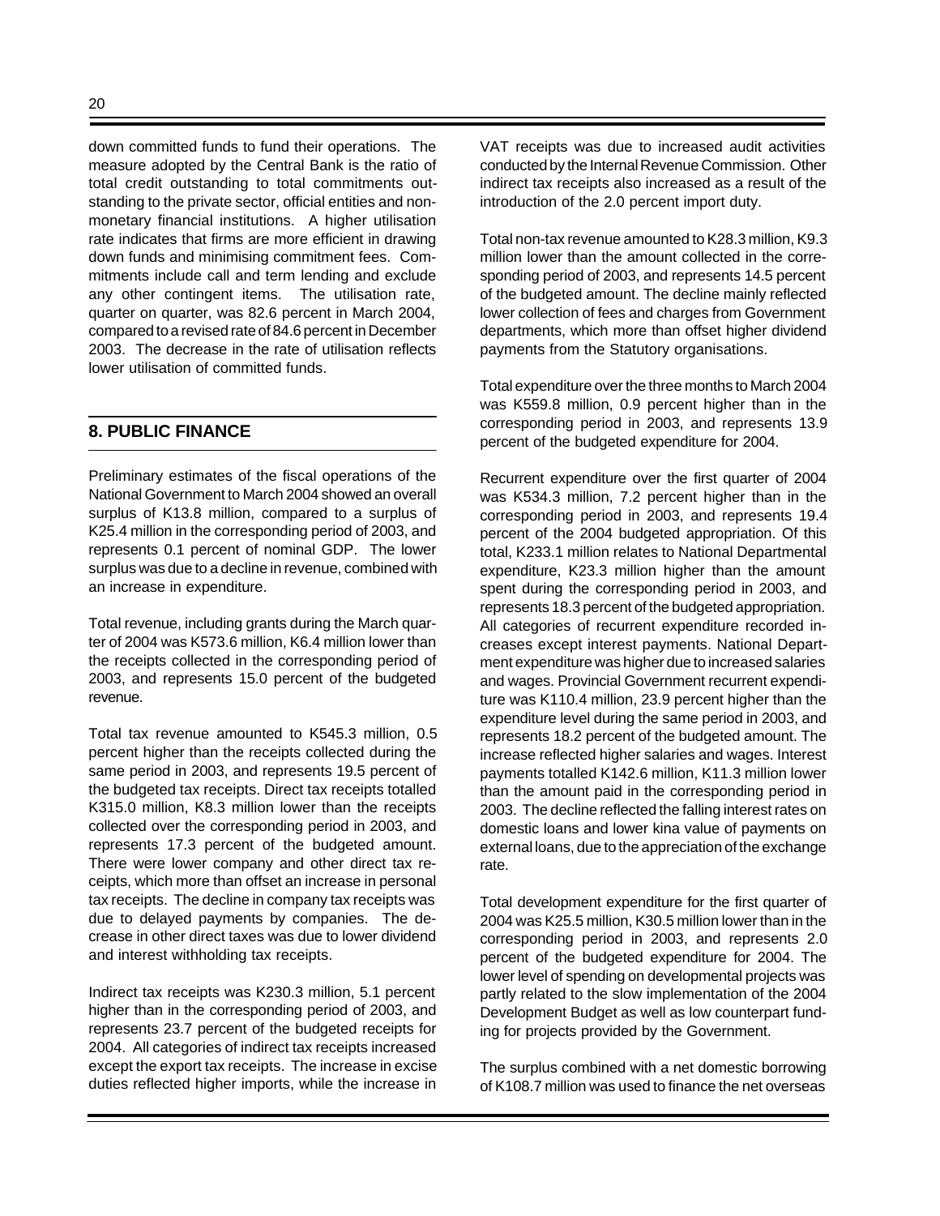down committed funds to fund their operations. The measure adopted by the Central Bank is the ratio of total credit outstanding to total commitments outstanding to the private sector, official entities and non-monetary financial institutions. A higher utilisation rate indicates that firms are more efficient in drawing down funds and minimising commitment fees. Commitments include call and term lending and exclude any other contingent items. The utilisation rate, quarter on quarter, was 82.6 percent in March 2004, compared to a revised rate of 84.6 percent in December 2003. The decrease in the rate of utilisation reflects lower utilisation of committed funds.

## 8. PUBLIC FINANCE

Preliminary estimates of the fiscal operations of the National Government to March 2004 showed an overall surplus of K13.8 million, compared to a surplus of K25.4 million in the corresponding period of 2003, and represents 0.1 percent of nominal GDP. The lower surplus was due to a decline in revenue, combined with an increase in expenditure.

Total revenue, including grants during the March quarter of 2004 was K573.6 million, K6.4 million lower than the receipts collected in the corresponding period of 2003, and represents 15.0 percent of the budgeted revenue.

Total tax revenue amounted to K545.3 million, 0.5 percent higher than the receipts collected during the same period in 2003, and represents 19.5 percent of the budgeted tax receipts. Direct tax receipts totalled K315.0 million, K8.3 million lower than the receipts collected over the corresponding period in 2003, and represents 17.3 percent of the budgeted amount. There were lower company and other direct tax receipts, which more than offset an increase in personal tax receipts. The decline in company tax receipts was due to delayed payments by companies. The decrease in other direct taxes was due to lower dividend and interest withholding tax receipts.

Indirect tax receipts was K230.3 million, 5.1 percent higher than in the corresponding period of 2003, and represents 23.7 percent of the budgeted receipts for 2004. All categories of indirect tax receipts increased except the export tax receipts. The increase in excise duties reflected higher imports, while the increase in VAT receipts was due to increased audit activities conducted by the Internal Revenue Commission. Other indirect tax receipts also increased as a result of the introduction of the 2.0 percent import duty.

Total non-tax revenue amounted to K28.3 million, K9.3 million lower than the amount collected in the corresponding period of 2003, and represents 14.5 percent of the budgeted amount. The decline mainly reflected lower collection of fees and charges from Government departments, which more than offset higher dividend payments from the Statutory organisations.

Total expenditure over the three months to March 2004 was K559.8 million, 0.9 percent higher than in the corresponding period in 2003, and represents 13.9 percent of the budgeted expenditure for 2004.

Recurrent expenditure over the first quarter of 2004 was K534.3 million, 7.2 percent higher than in the corresponding period in 2003, and represents 19.4 percent of the 2004 budgeted appropriation. Of this total, K233.1 million relates to National Departmental expenditure, K23.3 million higher than the amount spent during the corresponding period in 2003, and represents 18.3 percent of the budgeted appropriation. All categories of recurrent expenditure recorded increases except interest payments. National Department expenditure was higher due to increased salaries and wages. Provincial Government recurrent expenditure was K110.4 million, 23.9 percent higher than the expenditure level during the same period in 2003, and represents 18.2 percent of the budgeted amount. The increase reflected higher salaries and wages. Interest payments totalled K142.6 million, K11.3 million lower than the amount paid in the corresponding period in 2003. The decline reflected the falling interest rates on domestic loans and lower kina value of payments on external loans, due to the appreciation of the exchange rate.

Total development expenditure for the first quarter of 2004 was K25.5 million, K30.5 million lower than in the corresponding period in 2003, and represents 2.0 percent of the budgeted expenditure for 2004. The lower level of spending on developmental projects was partly related to the slow implementation of the 2004 Development Budget as well as low counterpart funding for projects provided by the Government.

The surplus combined with a net domestic borrowing of K108.7 million was used to finance the net overseas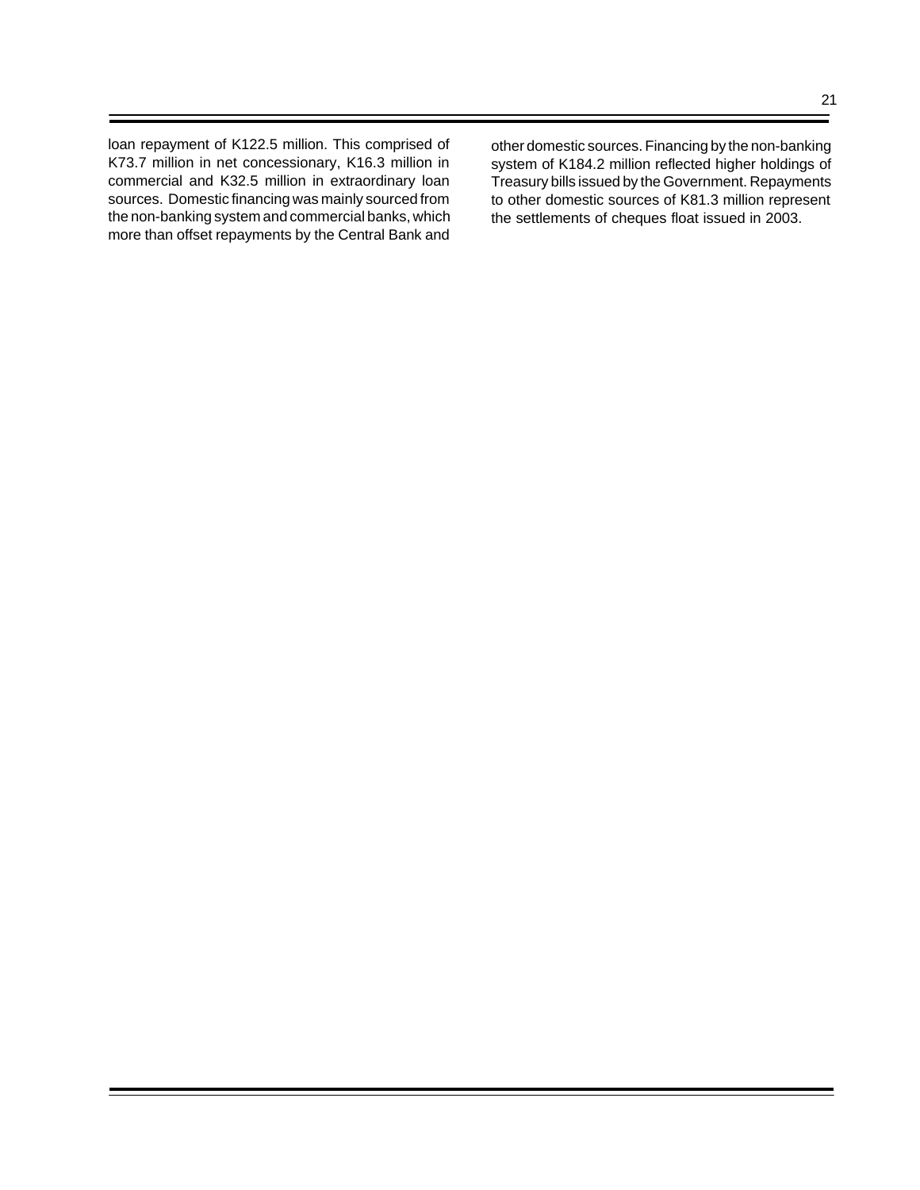loan repayment of K122.5 million. This comprised of K73.7 million in net concessionary, K16.3 million in commercial and K32.5 million in extraordinary loan sources. Domestic financing was mainly sourced from the non-banking system and commercial banks, which more than offset repayments by the Central Bank and other domestic sources. Financing by the non-banking system of K184.2 million reflected higher holdings of Treasury bills issued by the Government. Repayments to other domestic sources of K81.3 million represent the settlements of cheques float issued in 2003.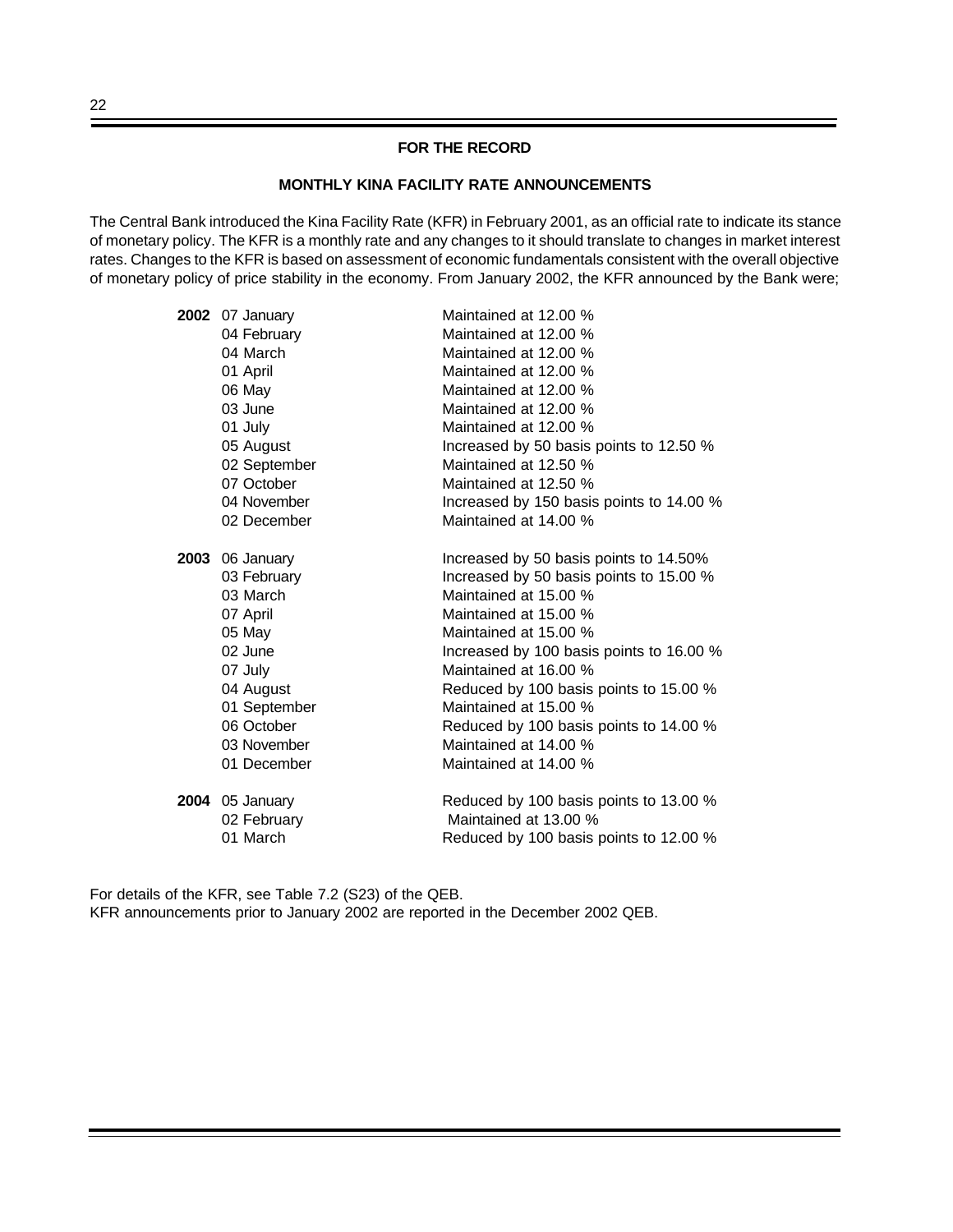## FOR THE RECORD

### MONTHLY KINA FACILITY RATE ANNOUNCEMENTS

The Central Bank introduced the Kina Facility Rate (KFR) in February 2001, as an official rate to indicate its stance of monetary policy. The KFR is a monthly rate and any changes to it should translate to changes in market interest rates. Changes to the KFR is based on assessment of economic fundamentals consistent with the overall objective of monetary policy of price stability in the economy. From January 2002, the KFR announced by the Bank were;

| | | |
|---|---|---|
| **2002** | 07 January | Maintained at 12.00 % |
| | 04 February | Maintained at 12.00 % |
| | 04 March | Maintained at 12.00 % |
| | 01 April | Maintained at 12.00 % |
| | 06 May | Maintained at 12.00 % |
| | 03 June | Maintained at 12.00 % |
| | 01 July | Maintained at 12.00 % |
| | 05 August | Increased by 50 basis points to 12.50 % |
| | 02 September | Maintained at 12.50 % |
| | 07 October | Maintained at 12.50 % |
| | 04 November | Increased by 150 basis points to 14.00 % |
| | 02 December | Maintained at 14.00 % |
| **2003** | 06 January | Increased by 50 basis points to 14.50% |
| | 03 February | Increased by 50 basis points to 15.00 % |
| | 03 March | Maintained at 15.00 % |
| | 07 April | Maintained at 15.00 % |
| | 05 May | Maintained at 15.00 % |
| | 02 June | Increased by 100 basis points to 16.00 % |
| | 07 July | Maintained at 16.00 % |
| | 04 August | Reduced by 100 basis points to 15.00 % |
| | 01 September | Maintained at 15.00 % |
| | 06 October | Reduced by 100 basis points to 14.00 % |
| | 03 November | Maintained at 14.00 % |
| | 01 December | Maintained at 14.00 % |
| **2004** | 05 January | Reduced by 100 basis points to 13.00 % |
| | 02 February | Maintained at 13.00 % |
| | 01 March | Reduced by 100 basis points to 12.00 % |

For details of the KFR, see Table 7.2 (S23) of the QEB.
KFR announcements prior to January 2002 are reported in the December 2002 QEB.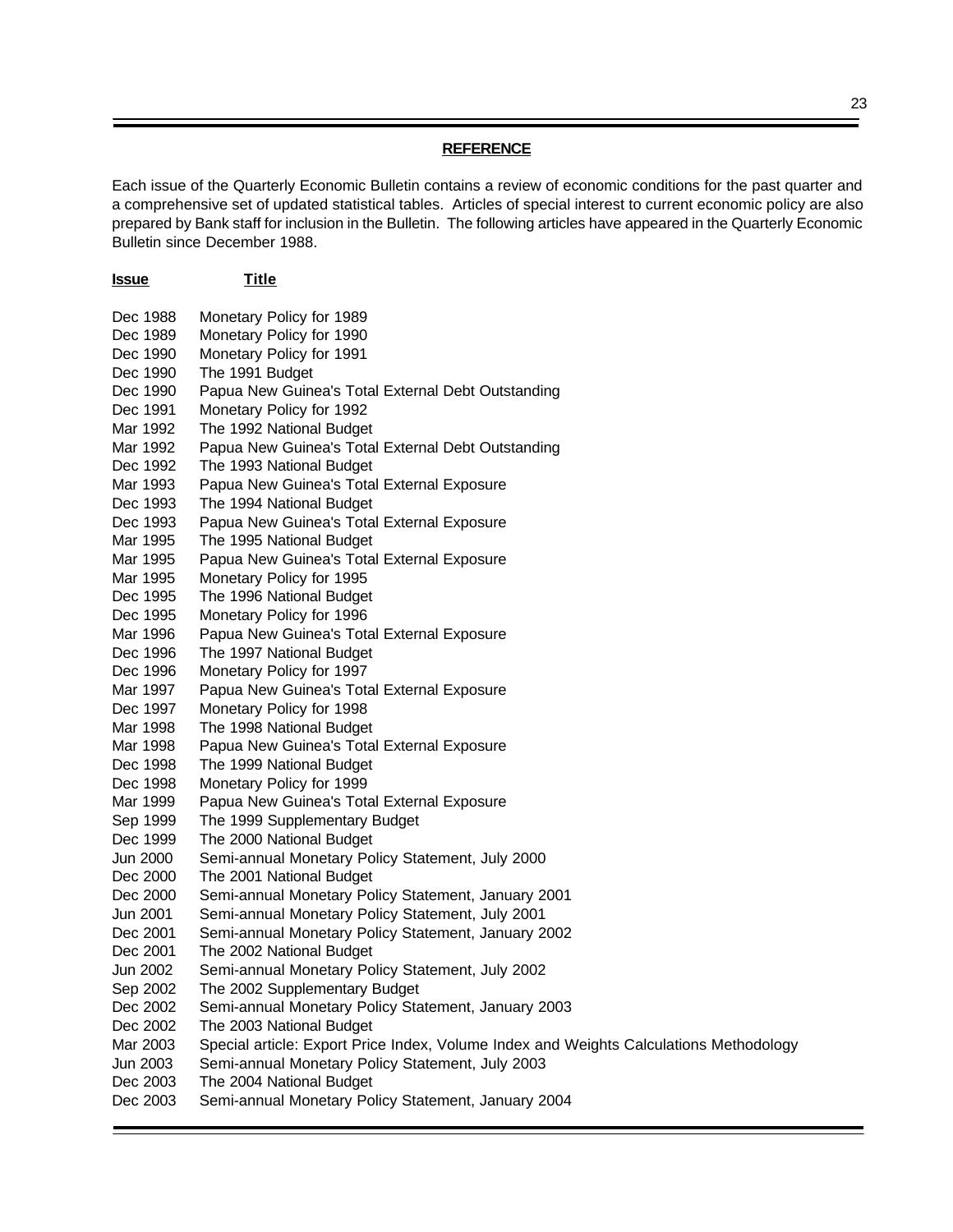## REFERENCE

Each issue of the Quarterly Economic Bulletin contains a review of economic conditions for the past quarter and a comprehensive set of updated statistical tables. Articles of special interest to current economic policy are also prepared by Bank staff for inclusion in the Bulletin. The following articles have appeared in the Quarterly Economic Bulletin since December 1988.

| Issue | Title |
|---|---|
| Dec 1988 | Monetary Policy for 1989 |
| Dec 1989 | Monetary Policy for 1990 |
| Dec 1990 | Monetary Policy for 1991 |
| Dec 1990 | The 1991 Budget |
| Dec 1990 | Papua New Guinea's Total External Debt Outstanding |
| Dec 1991 | Monetary Policy for 1992 |
| Mar 1992 | The 1992 National Budget |
| Mar 1992 | Papua New Guinea's Total External Debt Outstanding |
| Dec 1992 | The 1993 National Budget |
| Mar 1993 | Papua New Guinea's Total External Exposure |
| Dec 1993 | The 1994 National Budget |
| Dec 1993 | Papua New Guinea's Total External Exposure |
| Mar 1995 | The 1995 National Budget |
| Mar 1995 | Papua New Guinea's Total External Exposure |
| Mar 1995 | Monetary Policy for 1995 |
| Dec 1995 | The 1996 National Budget |
| Dec 1995 | Monetary Policy for 1996 |
| Mar 1996 | Papua New Guinea's Total External Exposure |
| Dec 1996 | The 1997 National Budget |
| Dec 1996 | Monetary Policy for 1997 |
| Mar 1997 | Papua New Guinea's Total External Exposure |
| Dec 1997 | Monetary Policy for 1998 |
| Mar 1998 | The 1998 National Budget |
| Mar 1998 | Papua New Guinea's Total External Exposure |
| Dec 1998 | The 1999 National Budget |
| Dec 1998 | Monetary Policy for 1999 |
| Mar 1999 | Papua New Guinea's Total External Exposure |
| Sep 1999 | The 1999 Supplementary Budget |
| Dec 1999 | The 2000 National Budget |
| Jun 2000 | Semi-annual Monetary Policy Statement, July 2000 |
| Dec 2000 | The 2001 National Budget |
| Dec 2000 | Semi-annual Monetary Policy Statement, January 2001 |
| Jun 2001 | Semi-annual Monetary Policy Statement, July 2001 |
| Dec 2001 | Semi-annual Monetary Policy Statement, January 2002 |
| Dec 2001 | The 2002 National Budget |
| Jun 2002 | Semi-annual Monetary Policy Statement, July 2002 |
| Sep 2002 | The 2002 Supplementary Budget |
| Dec 2002 | Semi-annual Monetary Policy Statement, January 2003 |
| Dec 2002 | The 2003 National Budget |
| Mar 2003 | Special article: Export Price Index, Volume Index and Weights Calculations Methodology |
| Jun 2003 | Semi-annual Monetary Policy Statement, July 2003 |
| Dec 2003 | The 2004 National Budget |
| Dec 2003 | Semi-annual Monetary Policy Statement, January 2004 |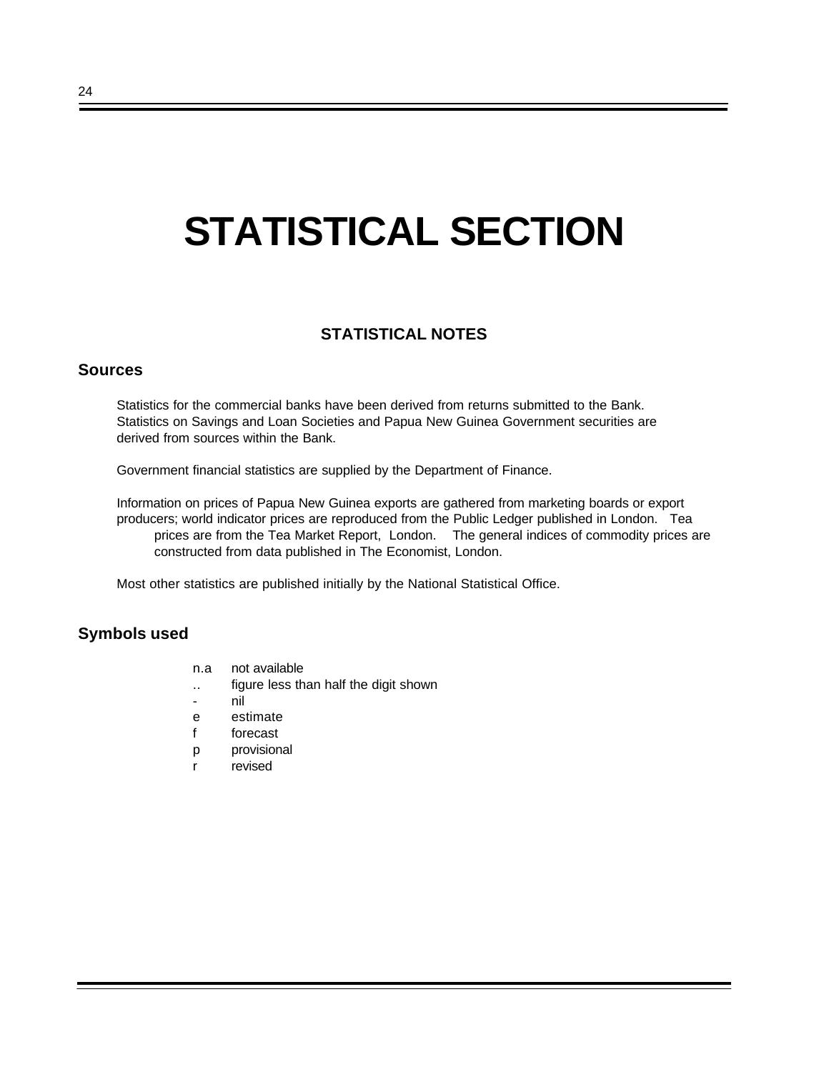# STATISTICAL SECTION

## STATISTICAL NOTES

### Sources

Statistics for the commercial banks have been derived from returns submitted to the Bank. Statistics on Savings and Loan Societies and Papua New Guinea Government securities are derived from sources within the Bank.

Government financial statistics are supplied by the Department of Finance.

Information on prices of Papua New Guinea exports are gathered from marketing boards or export producers; world indicator prices are reproduced from the Public Ledger published in London. Tea prices are from the Tea Market Report, London. The general indices of commodity prices are constructed from data published in The Economist, London.

Most other statistics are published initially by the National Statistical Office.

### Symbols used

| | |
|---|---|
| n.a | not available |
| .. | figure less than half the digit shown |
| - | nil |
| e | estimate |
| f | forecast |
| p | provisional |
| r | revised |